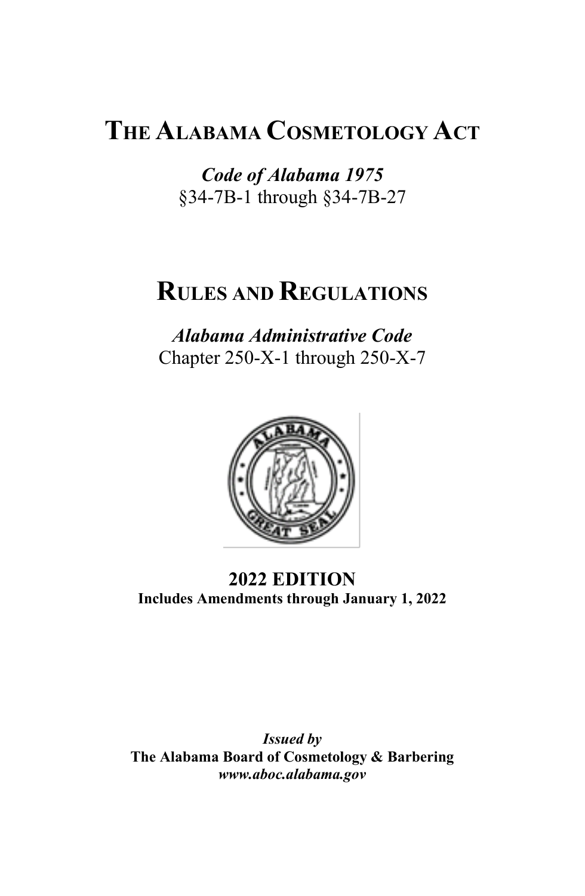# THE ALABAMA COSMETOLOGY ACT

***Code of Alabama 1975***
§34-7B-1 through §34-7B-27

# RULES AND REGULATIONS

***Alabama Administrative Code***
Chapter 250-X-1 through 250-X-7

**2022 EDITION**
**Includes Amendments through January 1, 2022**

***Issued by***
**The Alabama Board of Cosmetology & Barbering**
***www.aboc.alabama.gov***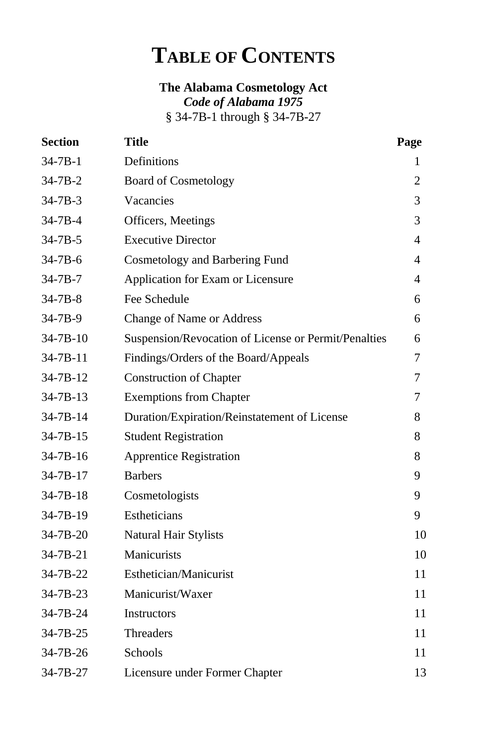# TABLE OF CONTENTS

**The Alabama Cosmetology Act**
***Code of Alabama 1975***
§ 34-7B-1 through § 34-7B-27

| Section | Title | Page |
|---|---|---|
| 34-7B-1 | Definitions | 1 |
| 34-7B-2 | Board of Cosmetology | 2 |
| 34-7B-3 | Vacancies | 3 |
| 34-7B-4 | Officers, Meetings | 3 |
| 34-7B-5 | Executive Director | 4 |
| 34-7B-6 | Cosmetology and Barbering Fund | 4 |
| 34-7B-7 | Application for Exam or Licensure | 4 |
| 34-7B-8 | Fee Schedule | 6 |
| 34-7B-9 | Change of Name or Address | 6 |
| 34-7B-10 | Suspension/Revocation of License or Permit/Penalties | 6 |
| 34-7B-11 | Findings/Orders of the Board/Appeals | 7 |
| 34-7B-12 | Construction of Chapter | 7 |
| 34-7B-13 | Exemptions from Chapter | 7 |
| 34-7B-14 | Duration/Expiration/Reinstatement of License | 8 |
| 34-7B-15 | Student Registration | 8 |
| 34-7B-16 | Apprentice Registration | 8 |
| 34-7B-17 | Barbers | 9 |
| 34-7B-18 | Cosmetologists | 9 |
| 34-7B-19 | Estheticians | 9 |
| 34-7B-20 | Natural Hair Stylists | 10 |
| 34-7B-21 | Manicurists | 10 |
| 34-7B-22 | Esthetician/Manicurist | 11 |
| 34-7B-23 | Manicurist/Waxer | 11 |
| 34-7B-24 | Instructors | 11 |
| 34-7B-25 | Threaders | 11 |
| 34-7B-26 | Schools | 11 |
| 34-7B-27 | Licensure under Former Chapter | 13 |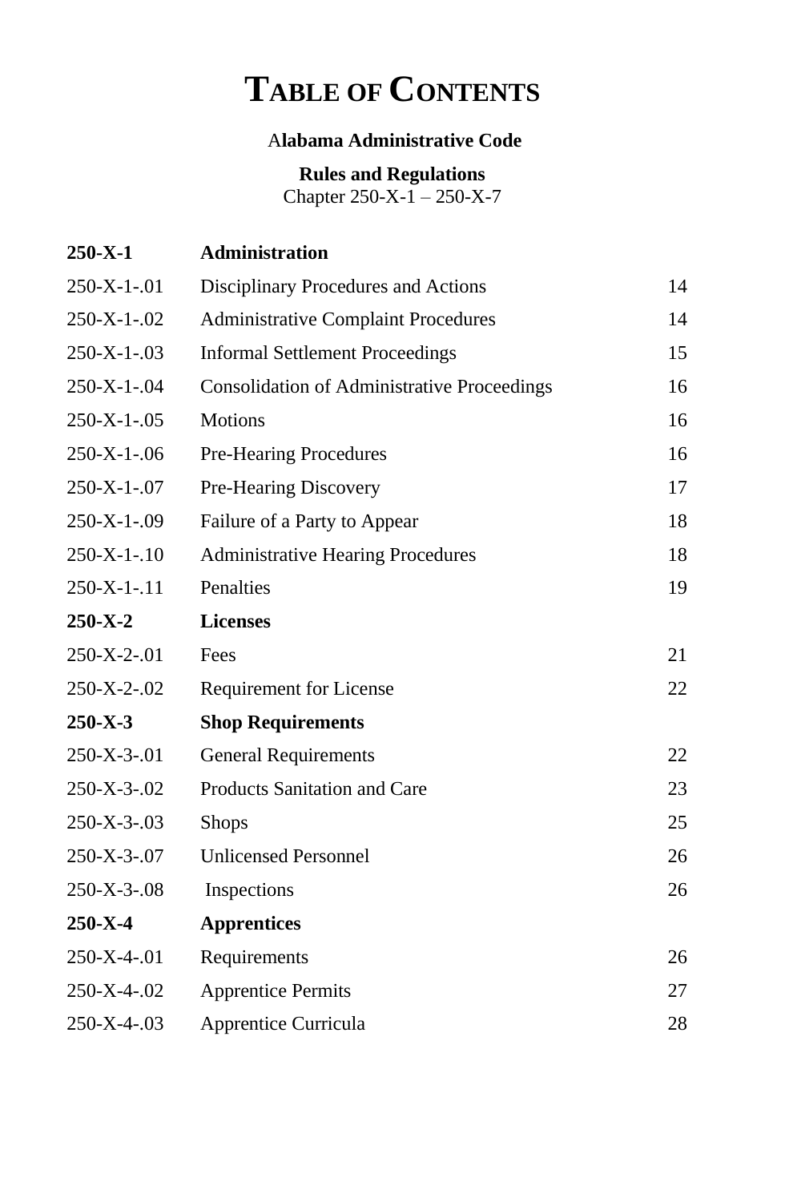# TABLE OF CONTENTS

**Alabama Administrative Code**

**Rules and Regulations**
Chapter 250-X-1 – 250-X-7

| | | |
|---|---|---|
| **250-X-1** | **Administration** | |
| 250-X-1-.01 | Disciplinary Procedures and Actions | 14 |
| 250-X-1-.02 | Administrative Complaint Procedures | 14 |
| 250-X-1-.03 | Informal Settlement Proceedings | 15 |
| 250-X-1-.04 | Consolidation of Administrative Proceedings | 16 |
| 250-X-1-.05 | Motions | 16 |
| 250-X-1-.06 | Pre-Hearing Procedures | 16 |
| 250-X-1-.07 | Pre-Hearing Discovery | 17 |
| 250-X-1-.09 | Failure of a Party to Appear | 18 |
| 250-X-1-.10 | Administrative Hearing Procedures | 18 |
| 250-X-1-.11 | Penalties | 19 |
| **250-X-2** | **Licenses** | |
| 250-X-2-.01 | Fees | 21 |
| 250-X-2-.02 | Requirement for License | 22 |
| **250-X-3** | **Shop Requirements** | |
| 250-X-3-.01 | General Requirements | 22 |
| 250-X-3-.02 | Products Sanitation and Care | 23 |
| 250-X-3-.03 | Shops | 25 |
| 250-X-3-.07 | Unlicensed Personnel | 26 |
| 250-X-3-.08 | Inspections | 26 |
| **250-X-4** | **Apprentices** | |
| 250-X-4-.01 | Requirements | 26 |
| 250-X-4-.02 | Apprentice Permits | 27 |
| 250-X-4-.03 | Apprentice Curricula | 28 |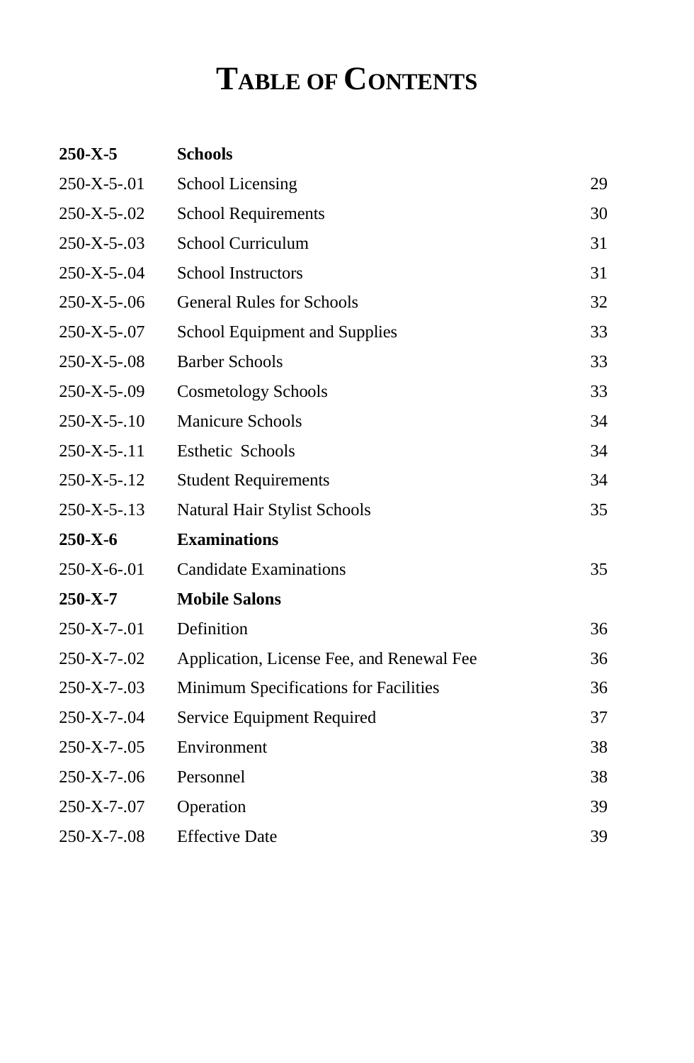# TABLE OF CONTENTS

| | | |
|---|---|---|
| **250-X-5** | **Schools** | |
| 250-X-5-.01 | School Licensing | 29 |
| 250-X-5-.02 | School Requirements | 30 |
| 250-X-5-.03 | School Curriculum | 31 |
| 250-X-5-.04 | School Instructors | 31 |
| 250-X-5-.06 | General Rules for Schools | 32 |
| 250-X-5-.07 | School Equipment and Supplies | 33 |
| 250-X-5-.08 | Barber Schools | 33 |
| 250-X-5-.09 | Cosmetology Schools | 33 |
| 250-X-5-.10 | Manicure Schools | 34 |
| 250-X-5-.11 | Esthetic Schools | 34 |
| 250-X-5-.12 | Student Requirements | 34 |
| 250-X-5-.13 | Natural Hair Stylist Schools | 35 |
| **250-X-6** | **Examinations** | |
| 250-X-6-.01 | Candidate Examinations | 35 |
| **250-X-7** | **Mobile Salons** | |
| 250-X-7-.01 | Definition | 36 |
| 250-X-7-.02 | Application, License Fee, and Renewal Fee | 36 |
| 250-X-7-.03 | Minimum Specifications for Facilities | 36 |
| 250-X-7-.04 | Service Equipment Required | 37 |
| 250-X-7-.05 | Environment | 38 |
| 250-X-7-.06 | Personnel | 38 |
| 250-X-7-.07 | Operation | 39 |
| 250-X-7-.08 | Effective Date | 39 |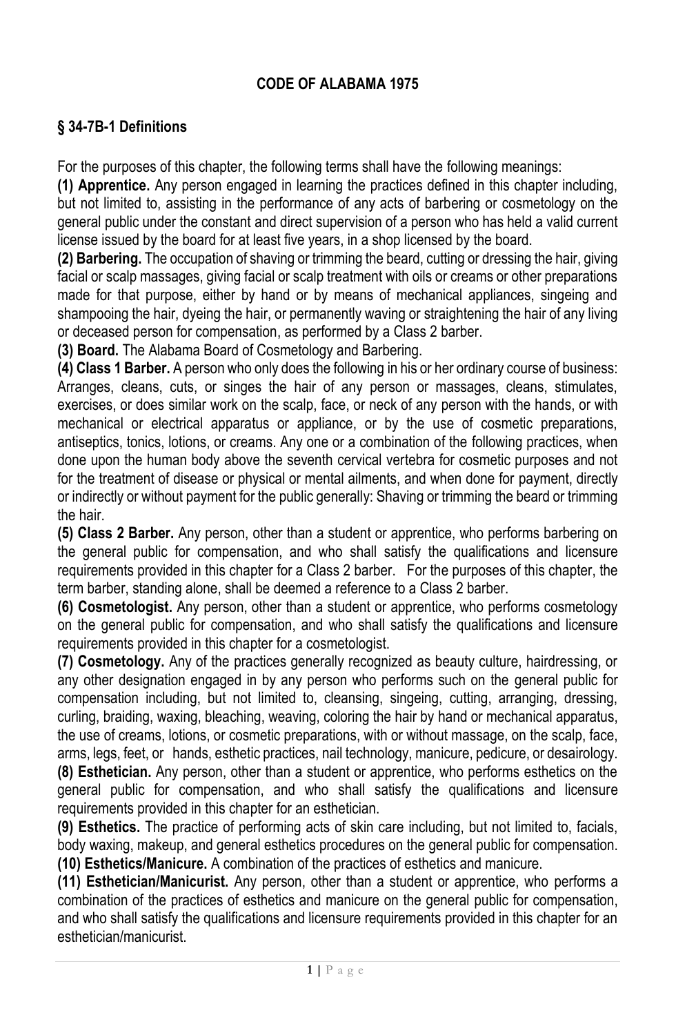## CODE OF ALABAMA 1975

### § 34-7B-1 Definitions

For the purposes of this chapter, the following terms shall have the following meanings:

**(1) Apprentice.** Any person engaged in learning the practices defined in this chapter including, but not limited to, assisting in the performance of any acts of barbering or cosmetology on the general public under the constant and direct supervision of a person who has held a valid current license issued by the board for at least five years, in a shop licensed by the board.

**(2) Barbering.** The occupation of shaving or trimming the beard, cutting or dressing the hair, giving facial or scalp massages, giving facial or scalp treatment with oils or creams or other preparations made for that purpose, either by hand or by means of mechanical appliances, singeing and shampooing the hair, dyeing the hair, or permanently waving or straightening the hair of any living or deceased person for compensation, as performed by a Class 2 barber.

**(3) Board.** The Alabama Board of Cosmetology and Barbering.

**(4) Class 1 Barber.** A person who only does the following in his or her ordinary course of business: Arranges, cleans, cuts, or singes the hair of any person or massages, cleans, stimulates, exercises, or does similar work on the scalp, face, or neck of any person with the hands, or with mechanical or electrical apparatus or appliance, or by the use of cosmetic preparations, antiseptics, tonics, lotions, or creams. Any one or a combination of the following practices, when done upon the human body above the seventh cervical vertebra for cosmetic purposes and not for the treatment of disease or physical or mental ailments, and when done for payment, directly or indirectly or without payment for the public generally: Shaving or trimming the beard or trimming the hair.

**(5) Class 2 Barber.** Any person, other than a student or apprentice, who performs barbering on the general public for compensation, and who shall satisfy the qualifications and licensure requirements provided in this chapter for a Class 2 barber. For the purposes of this chapter, the term barber, standing alone, shall be deemed a reference to a Class 2 barber.

**(6) Cosmetologist.** Any person, other than a student or apprentice, who performs cosmetology on the general public for compensation, and who shall satisfy the qualifications and licensure requirements provided in this chapter for a cosmetologist.

**(7) Cosmetology.** Any of the practices generally recognized as beauty culture, hairdressing, or any other designation engaged in by any person who performs such on the general public for compensation including, but not limited to, cleansing, singeing, cutting, arranging, dressing, curling, braiding, waxing, bleaching, weaving, coloring the hair by hand or mechanical apparatus, the use of creams, lotions, or cosmetic preparations, with or without massage, on the scalp, face, arms, legs, feet, or hands, esthetic practices, nail technology, manicure, pedicure, or desairology.

**(8) Esthetician.** Any person, other than a student or apprentice, who performs esthetics on the general public for compensation, and who shall satisfy the qualifications and licensure requirements provided in this chapter for an esthetician.

**(9) Esthetics.** The practice of performing acts of skin care including, but not limited to, facials, body waxing, makeup, and general esthetics procedures on the general public for compensation.

**(10) Esthetics/Manicure.** A combination of the practices of esthetics and manicure.

**(11) Esthetician/Manicurist.** Any person, other than a student or apprentice, who performs a combination of the practices of esthetics and manicure on the general public for compensation, and who shall satisfy the qualifications and licensure requirements provided in this chapter for an esthetician/manicurist.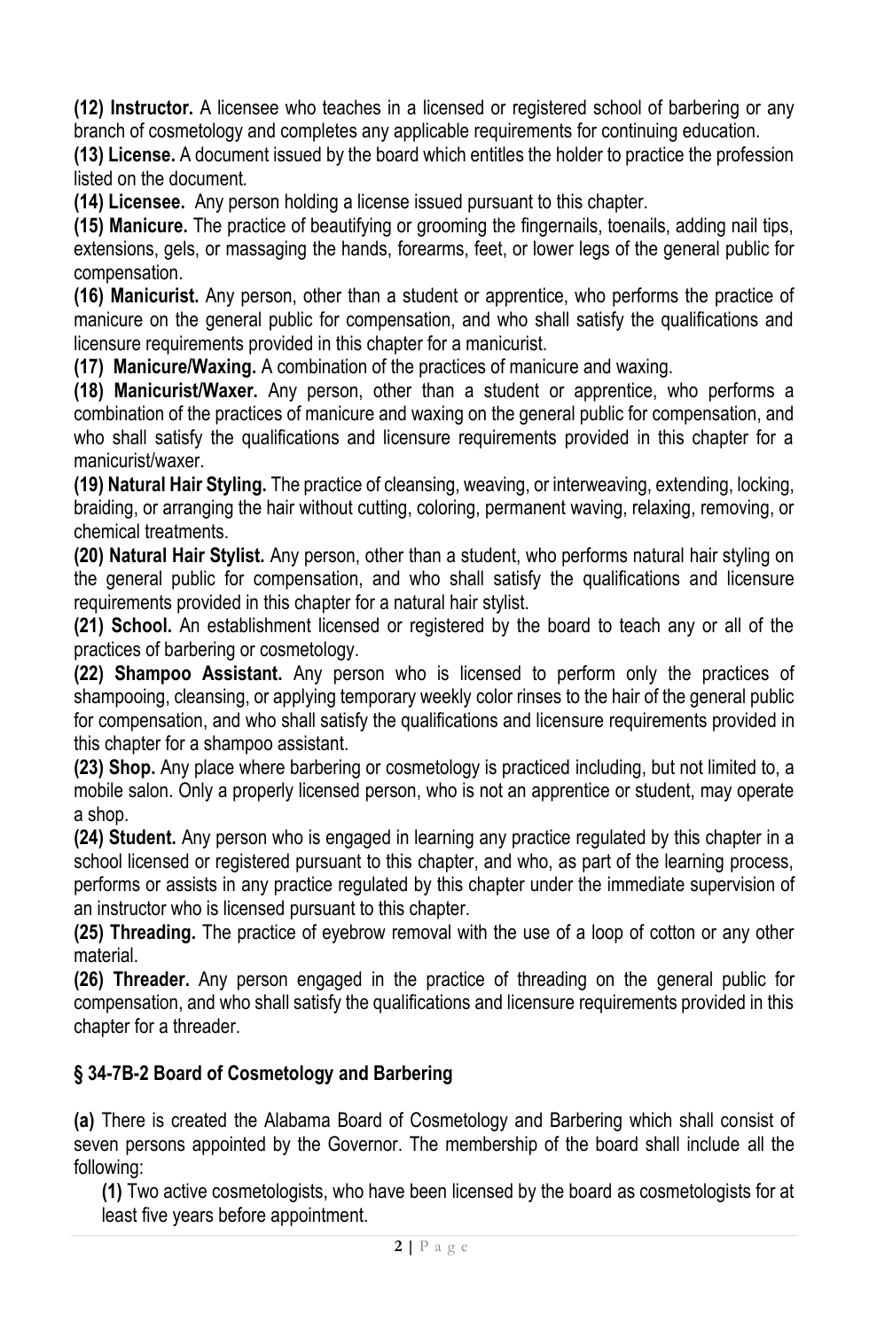**(12) Instructor.** A licensee who teaches in a licensed or registered school of barbering or any branch of cosmetology and completes any applicable requirements for continuing education.

**(13) License.** A document issued by the board which entitles the holder to practice the profession listed on the document.

**(14) Licensee.** Any person holding a license issued pursuant to this chapter.

**(15) Manicure.** The practice of beautifying or grooming the fingernails, toenails, adding nail tips, extensions, gels, or massaging the hands, forearms, feet, or lower legs of the general public for compensation.

**(16) Manicurist.** Any person, other than a student or apprentice, who performs the practice of manicure on the general public for compensation, and who shall satisfy the qualifications and licensure requirements provided in this chapter for a manicurist.

**(17) Manicure/Waxing.** A combination of the practices of manicure and waxing.

**(18) Manicurist/Waxer.** Any person, other than a student or apprentice, who performs a combination of the practices of manicure and waxing on the general public for compensation, and who shall satisfy the qualifications and licensure requirements provided in this chapter for a manicurist/waxer.

**(19) Natural Hair Styling.** The practice of cleansing, weaving, or interweaving, extending, locking, braiding, or arranging the hair without cutting, coloring, permanent waving, relaxing, removing, or chemical treatments.

**(20) Natural Hair Stylist.** Any person, other than a student, who performs natural hair styling on the general public for compensation, and who shall satisfy the qualifications and licensure requirements provided in this chapter for a natural hair stylist.

**(21) School.** An establishment licensed or registered by the board to teach any or all of the practices of barbering or cosmetology.

**(22) Shampoo Assistant.** Any person who is licensed to perform only the practices of shampooing, cleansing, or applying temporary weekly color rinses to the hair of the general public for compensation, and who shall satisfy the qualifications and licensure requirements provided in this chapter for a shampoo assistant.

**(23) Shop.** Any place where barbering or cosmetology is practiced including, but not limited to, a mobile salon. Only a properly licensed person, who is not an apprentice or student, may operate a shop.

**(24) Student.** Any person who is engaged in learning any practice regulated by this chapter in a school licensed or registered pursuant to this chapter, and who, as part of the learning process, performs or assists in any practice regulated by this chapter under the immediate supervision of an instructor who is licensed pursuant to this chapter.

**(25) Threading.** The practice of eyebrow removal with the use of a loop of cotton or any other material.

**(26) Threader.** Any person engaged in the practice of threading on the general public for compensation, and who shall satisfy the qualifications and licensure requirements provided in this chapter for a threader.

## § 34-7B-2 Board of Cosmetology and Barbering

**(a)** There is created the Alabama Board of Cosmetology and Barbering which shall consist of seven persons appointed by the Governor. The membership of the board shall include all the following:

**(1)** Two active cosmetologists, who have been licensed by the board as cosmetologists for at least five years before appointment.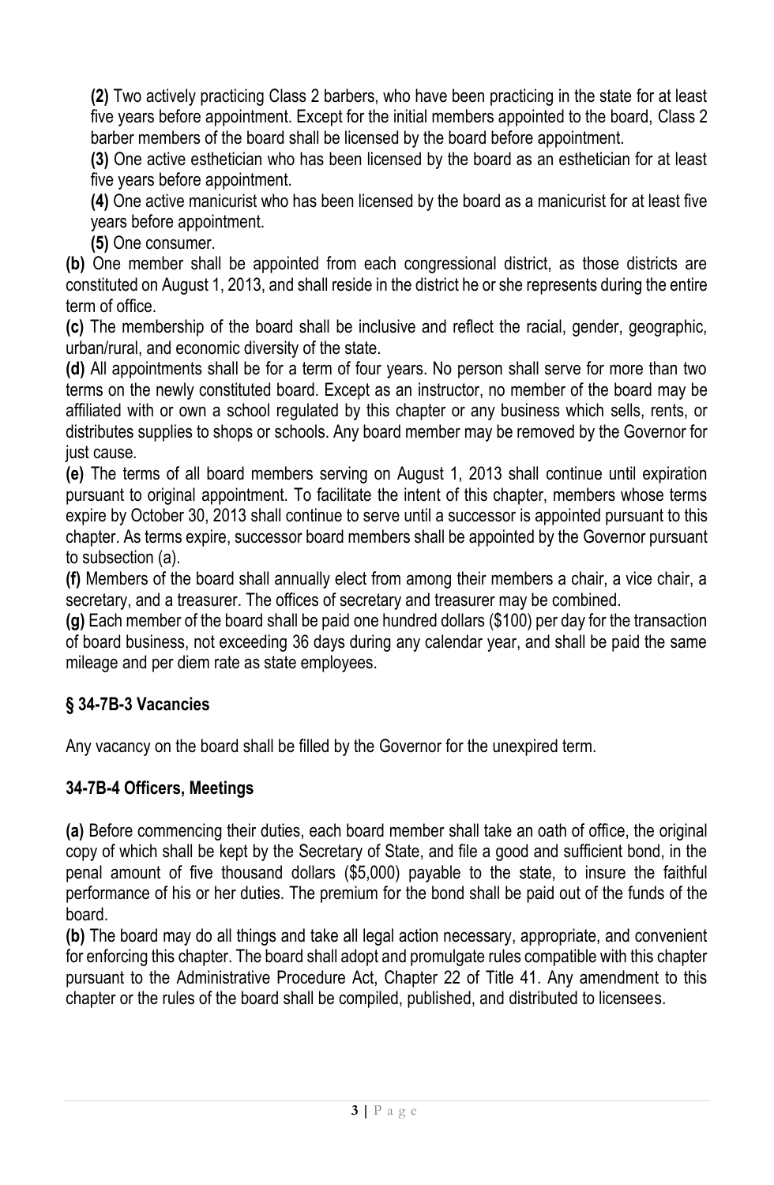**(2)** Two actively practicing Class 2 barbers, who have been practicing in the state for at least five years before appointment. Except for the initial members appointed to the board, Class 2 barber members of the board shall be licensed by the board before appointment.

**(3)** One active esthetician who has been licensed by the board as an esthetician for at least five years before appointment.

**(4)** One active manicurist who has been licensed by the board as a manicurist for at least five years before appointment.

**(5)** One consumer.

**(b)** One member shall be appointed from each congressional district, as those districts are constituted on August 1, 2013, and shall reside in the district he or she represents during the entire term of office.

**(c)** The membership of the board shall be inclusive and reflect the racial, gender, geographic, urban/rural, and economic diversity of the state.

**(d)** All appointments shall be for a term of four years. No person shall serve for more than two terms on the newly constituted board. Except as an instructor, no member of the board may be affiliated with or own a school regulated by this chapter or any business which sells, rents, or distributes supplies to shops or schools. Any board member may be removed by the Governor for just cause.

**(e)** The terms of all board members serving on August 1, 2013 shall continue until expiration pursuant to original appointment. To facilitate the intent of this chapter, members whose terms expire by October 30, 2013 shall continue to serve until a successor is appointed pursuant to this chapter. As terms expire, successor board members shall be appointed by the Governor pursuant to subsection (a).

**(f)** Members of the board shall annually elect from among their members a chair, a vice chair, a secretary, and a treasurer. The offices of secretary and treasurer may be combined.

**(g)** Each member of the board shall be paid one hundred dollars ($100) per day for the transaction of board business, not exceeding 36 days during any calendar year, and shall be paid the same mileage and per diem rate as state employees.

### § 34-7B-3 Vacancies

Any vacancy on the board shall be filled by the Governor for the unexpired term.

### 34-7B-4 Officers, Meetings

**(a)** Before commencing their duties, each board member shall take an oath of office, the original copy of which shall be kept by the Secretary of State, and file a good and sufficient bond, in the penal amount of five thousand dollars ($5,000) payable to the state, to insure the faithful performance of his or her duties. The premium for the bond shall be paid out of the funds of the board.

**(b)** The board may do all things and take all legal action necessary, appropriate, and convenient for enforcing this chapter. The board shall adopt and promulgate rules compatible with this chapter pursuant to the Administrative Procedure Act, Chapter 22 of Title 41. Any amendment to this chapter or the rules of the board shall be compiled, published, and distributed to licensees.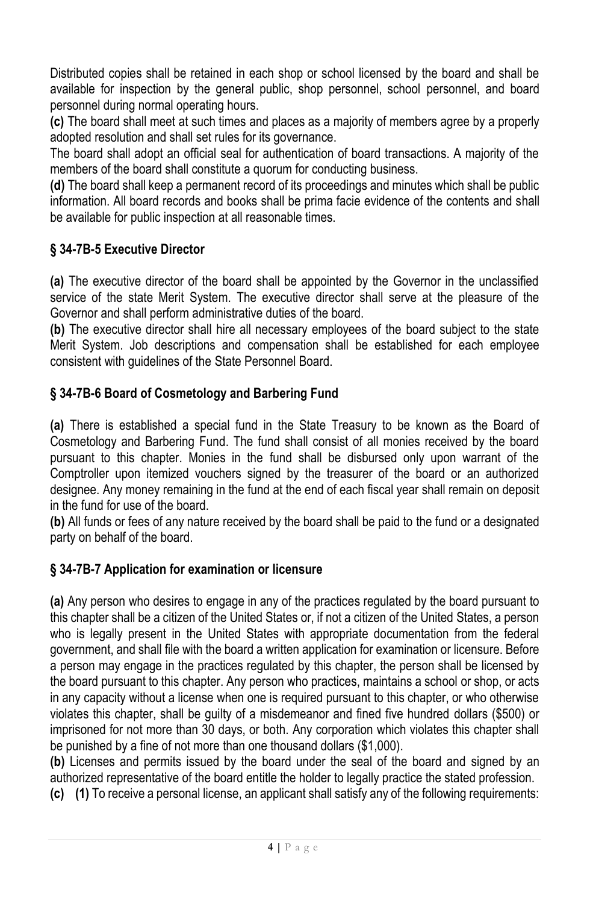Distributed copies shall be retained in each shop or school licensed by the board and shall be available for inspection by the general public, shop personnel, school personnel, and board personnel during normal operating hours.

**(c)** The board shall meet at such times and places as a majority of members agree by a properly adopted resolution and shall set rules for its governance.

The board shall adopt an official seal for authentication of board transactions. A majority of the members of the board shall constitute a quorum for conducting business.

**(d)** The board shall keep a permanent record of its proceedings and minutes which shall be public information. All board records and books shall be prima facie evidence of the contents and shall be available for public inspection at all reasonable times.

### § 34-7B-5 Executive Director

**(a)** The executive director of the board shall be appointed by the Governor in the unclassified service of the state Merit System. The executive director shall serve at the pleasure of the Governor and shall perform administrative duties of the board.

**(b)** The executive director shall hire all necessary employees of the board subject to the state Merit System. Job descriptions and compensation shall be established for each employee consistent with guidelines of the State Personnel Board.

### § 34-7B-6 Board of Cosmetology and Barbering Fund

**(a)** There is established a special fund in the State Treasury to be known as the Board of Cosmetology and Barbering Fund. The fund shall consist of all monies received by the board pursuant to this chapter. Monies in the fund shall be disbursed only upon warrant of the Comptroller upon itemized vouchers signed by the treasurer of the board or an authorized designee. Any money remaining in the fund at the end of each fiscal year shall remain on deposit in the fund for use of the board.

**(b)** All funds or fees of any nature received by the board shall be paid to the fund or a designated party on behalf of the board.

### § 34-7B-7 Application for examination or licensure

**(a)** Any person who desires to engage in any of the practices regulated by the board pursuant to this chapter shall be a citizen of the United States or, if not a citizen of the United States, a person who is legally present in the United States with appropriate documentation from the federal government, and shall file with the board a written application for examination or licensure. Before a person may engage in the practices regulated by this chapter, the person shall be licensed by the board pursuant to this chapter. Any person who practices, maintains a school or shop, or acts in any capacity without a license when one is required pursuant to this chapter, or who otherwise violates this chapter, shall be guilty of a misdemeanor and fined five hundred dollars ($500) or imprisoned for not more than 30 days, or both. Any corporation which violates this chapter shall be punished by a fine of not more than one thousand dollars ($1,000).

**(b)** Licenses and permits issued by the board under the seal of the board and signed by an authorized representative of the board entitle the holder to legally practice the stated profession.

**(c)** **(1)** To receive a personal license, an applicant shall satisfy any of the following requirements: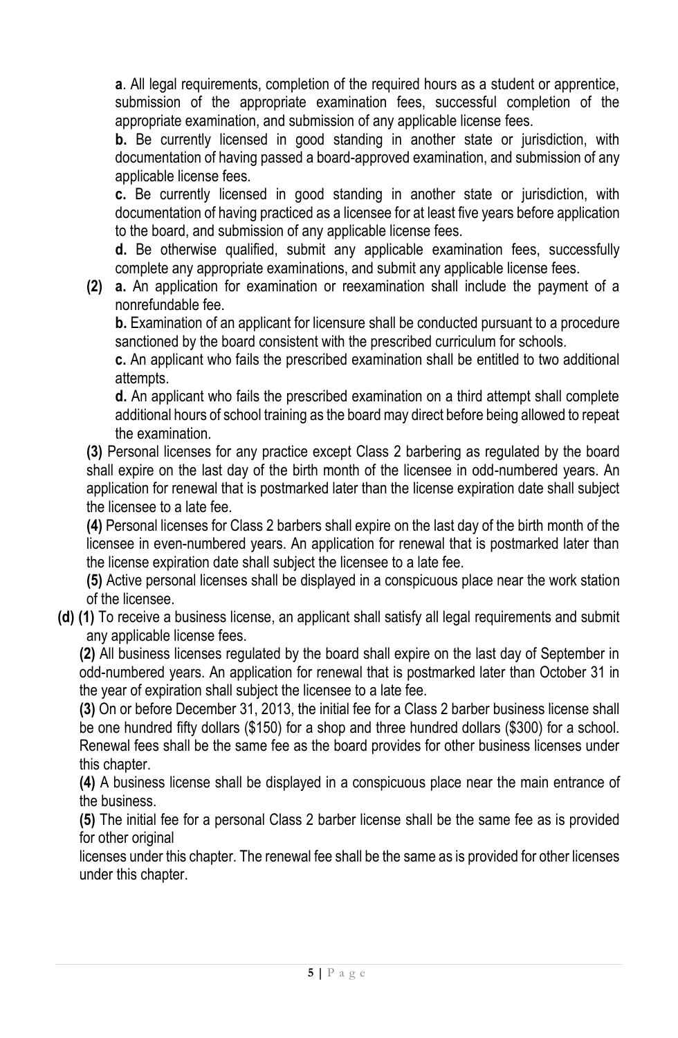**a**. All legal requirements, completion of the required hours as a student or apprentice, submission of the appropriate examination fees, successful completion of the appropriate examination, and submission of any applicable license fees.

**b.** Be currently licensed in good standing in another state or jurisdiction, with documentation of having passed a board-approved examination, and submission of any applicable license fees.

**c.** Be currently licensed in good standing in another state or jurisdiction, with documentation of having practiced as a licensee for at least five years before application to the board, and submission of any applicable license fees.

**d.** Be otherwise qualified, submit any applicable examination fees, successfully complete any appropriate examinations, and submit any applicable license fees.

**(2)** **a.** An application for examination or reexamination shall include the payment of a nonrefundable fee.

**b.** Examination of an applicant for licensure shall be conducted pursuant to a procedure sanctioned by the board consistent with the prescribed curriculum for schools.

**c.** An applicant who fails the prescribed examination shall be entitled to two additional attempts.

**d.** An applicant who fails the prescribed examination on a third attempt shall complete additional hours of school training as the board may direct before being allowed to repeat the examination.

**(3)** Personal licenses for any practice except Class 2 barbering as regulated by the board shall expire on the last day of the birth month of the licensee in odd-numbered years. An application for renewal that is postmarked later than the license expiration date shall subject the licensee to a late fee.

**(4)** Personal licenses for Class 2 barbers shall expire on the last day of the birth month of the licensee in even-numbered years. An application for renewal that is postmarked later than the license expiration date shall subject the licensee to a late fee.

**(5)** Active personal licenses shall be displayed in a conspicuous place near the work station of the licensee.

**(d)** **(1)** To receive a business license, an applicant shall satisfy all legal requirements and submit any applicable license fees.

**(2)** All business licenses regulated by the board shall expire on the last day of September in odd-numbered years. An application for renewal that is postmarked later than October 31 in the year of expiration shall subject the licensee to a late fee.

**(3)** On or before December 31, 2013, the initial fee for a Class 2 barber business license shall be one hundred fifty dollars ($150) for a shop and three hundred dollars ($300) for a school. Renewal fees shall be the same fee as the board provides for other business licenses under this chapter.

**(4)** A business license shall be displayed in a conspicuous place near the main entrance of the business.

**(5)** The initial fee for a personal Class 2 barber license shall be the same fee as is provided for other original licenses under this chapter. The renewal fee shall be the same as is provided for other licenses under this chapter.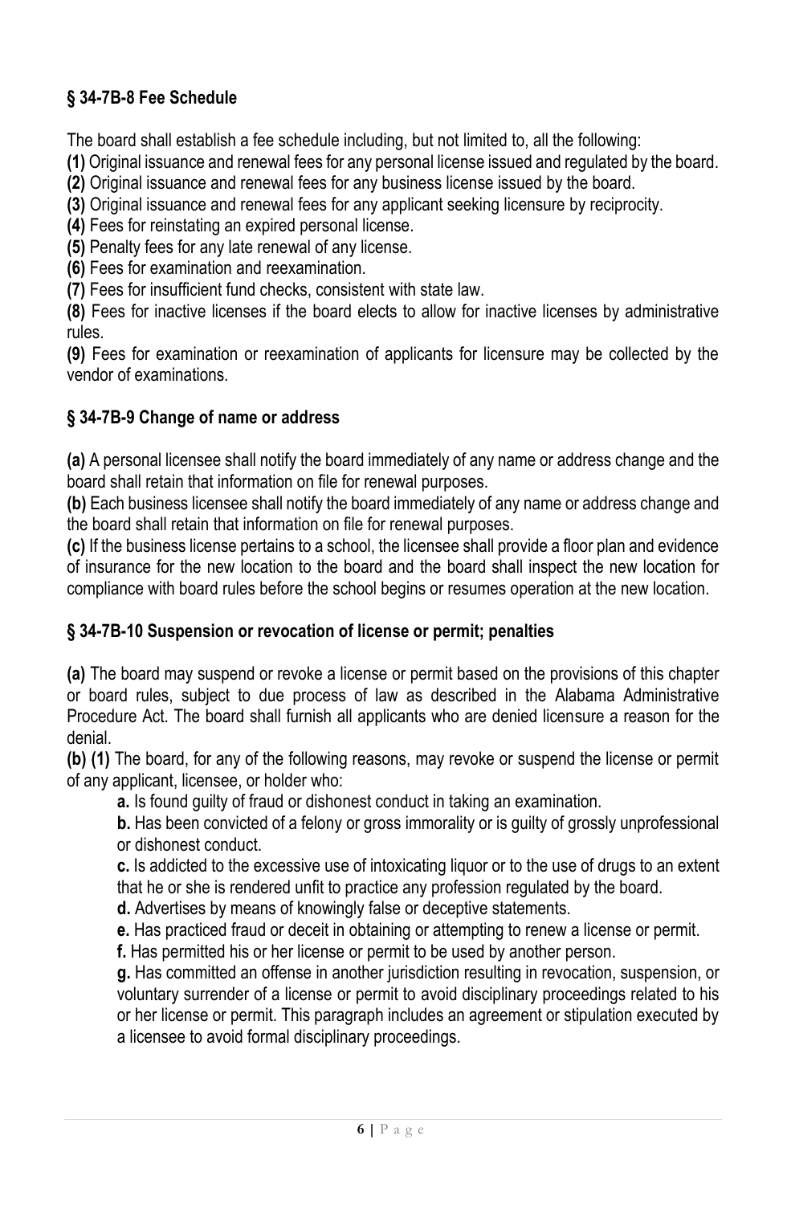### § 34-7B-8 Fee Schedule

The board shall establish a fee schedule including, but not limited to, all the following:

**(1)** Original issuance and renewal fees for any personal license issued and regulated by the board.

**(2)** Original issuance and renewal fees for any business license issued by the board.

**(3)** Original issuance and renewal fees for any applicant seeking licensure by reciprocity.

**(4)** Fees for reinstating an expired personal license.

**(5)** Penalty fees for any late renewal of any license.

**(6)** Fees for examination and reexamination.

**(7)** Fees for insufficient fund checks, consistent with state law.

**(8)** Fees for inactive licenses if the board elects to allow for inactive licenses by administrative rules.

**(9)** Fees for examination or reexamination of applicants for licensure may be collected by the vendor of examinations.

### § 34-7B-9 Change of name or address

**(a)** A personal licensee shall notify the board immediately of any name or address change and the board shall retain that information on file for renewal purposes.

**(b)** Each business licensee shall notify the board immediately of any name or address change and the board shall retain that information on file for renewal purposes.

**(c)** If the business license pertains to a school, the licensee shall provide a floor plan and evidence of insurance for the new location to the board and the board shall inspect the new location for compliance with board rules before the school begins or resumes operation at the new location.

### § 34-7B-10 Suspension or revocation of license or permit; penalties

**(a)** The board may suspend or revoke a license or permit based on the provisions of this chapter or board rules, subject to due process of law as described in the Alabama Administrative Procedure Act. The board shall furnish all applicants who are denied licensure a reason for the denial.

**(b) (1)** The board, for any of the following reasons, may revoke or suspend the license or permit of any applicant, licensee, or holder who:

- **a.** Is found guilty of fraud or dishonest conduct in taking an examination.
- **b.** Has been convicted of a felony or gross immorality or is guilty of grossly unprofessional or dishonest conduct.
- **c.** Is addicted to the excessive use of intoxicating liquor or to the use of drugs to an extent that he or she is rendered unfit to practice any profession regulated by the board.
- **d.** Advertises by means of knowingly false or deceptive statements.
- **e.** Has practiced fraud or deceit in obtaining or attempting to renew a license or permit.
- **f.** Has permitted his or her license or permit to be used by another person.
- **g.** Has committed an offense in another jurisdiction resulting in revocation, suspension, or voluntary surrender of a license or permit to avoid disciplinary proceedings related to his or her license or permit. This paragraph includes an agreement or stipulation executed by a licensee to avoid formal disciplinary proceedings.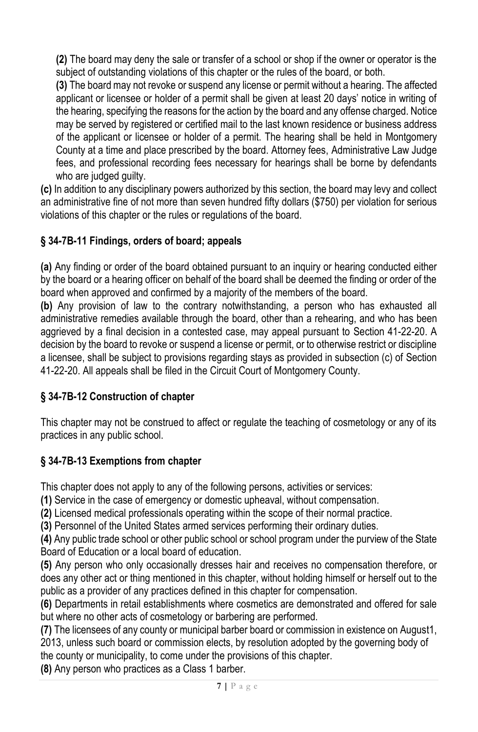**(2)** The board may deny the sale or transfer of a school or shop if the owner or operator is the subject of outstanding violations of this chapter or the rules of the board, or both.

**(3)** The board may not revoke or suspend any license or permit without a hearing. The affected applicant or licensee or holder of a permit shall be given at least 20 days' notice in writing of the hearing, specifying the reasons for the action by the board and any offense charged. Notice may be served by registered or certified mail to the last known residence or business address of the applicant or licensee or holder of a permit. The hearing shall be held in Montgomery County at a time and place prescribed by the board. Attorney fees, Administrative Law Judge fees, and professional recording fees necessary for hearings shall be borne by defendants who are judged guilty.

**(c)** In addition to any disciplinary powers authorized by this section, the board may levy and collect an administrative fine of not more than seven hundred fifty dollars ($750) per violation for serious violations of this chapter or the rules or regulations of the board.

## § 34-7B-11 Findings, orders of board; appeals

**(a)** Any finding or order of the board obtained pursuant to an inquiry or hearing conducted either by the board or a hearing officer on behalf of the board shall be deemed the finding or order of the board when approved and confirmed by a majority of the members of the board.

**(b)** Any provision of law to the contrary notwithstanding, a person who has exhausted all administrative remedies available through the board, other than a rehearing, and who has been aggrieved by a final decision in a contested case, may appeal pursuant to Section 41-22-20. A decision by the board to revoke or suspend a license or permit, or to otherwise restrict or discipline a licensee, shall be subject to provisions regarding stays as provided in subsection (c) of Section 41-22-20. All appeals shall be filed in the Circuit Court of Montgomery County.

## § 34-7B-12 Construction of chapter

This chapter may not be construed to affect or regulate the teaching of cosmetology or any of its practices in any public school.

## § 34-7B-13 Exemptions from chapter

This chapter does not apply to any of the following persons, activities or services:

**(1)** Service in the case of emergency or domestic upheaval, without compensation.

**(2)** Licensed medical professionals operating within the scope of their normal practice.

**(3)** Personnel of the United States armed services performing their ordinary duties.

**(4)** Any public trade school or other public school or school program under the purview of the State Board of Education or a local board of education.

**(5)** Any person who only occasionally dresses hair and receives no compensation therefore, or does any other act or thing mentioned in this chapter, without holding himself or herself out to the public as a provider of any practices defined in this chapter for compensation.

**(6)** Departments in retail establishments where cosmetics are demonstrated and offered for sale but where no other acts of cosmetology or barbering are performed.

**(7)** The licensees of any county or municipal barber board or commission in existence on August1, 2013, unless such board or commission elects, by resolution adopted by the governing body of the county or municipality, to come under the provisions of this chapter.

**(8)** Any person who practices as a Class 1 barber.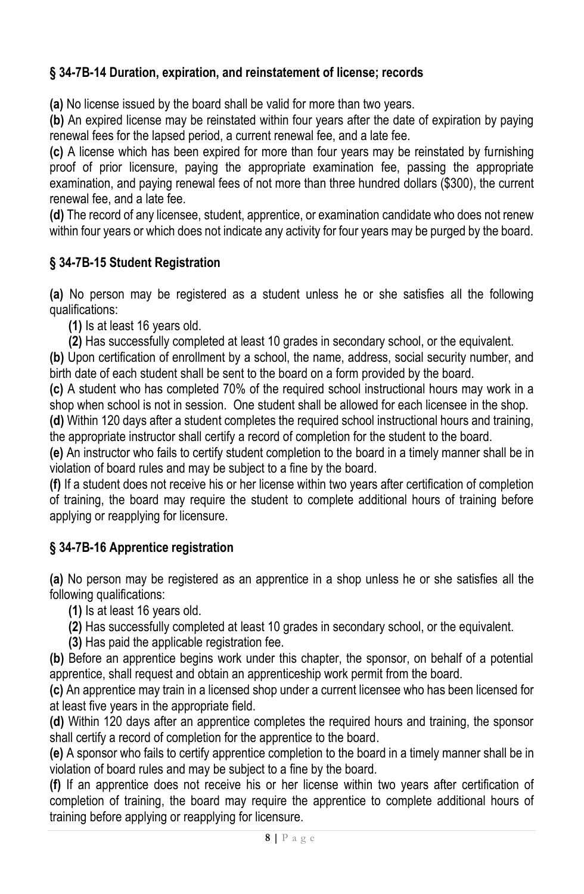### § 34-7B-14 Duration, expiration, and reinstatement of license; records

**(a)** No license issued by the board shall be valid for more than two years.

**(b)** An expired license may be reinstated within four years after the date of expiration by paying renewal fees for the lapsed period, a current renewal fee, and a late fee.

**(c)** A license which has been expired for more than four years may be reinstated by furnishing proof of prior licensure, paying the appropriate examination fee, passing the appropriate examination, and paying renewal fees of not more than three hundred dollars ($300), the current renewal fee, and a late fee.

**(d)** The record of any licensee, student, apprentice, or examination candidate who does not renew within four years or which does not indicate any activity for four years may be purged by the board.

### § 34-7B-15 Student Registration

**(a)** No person may be registered as a student unless he or she satisfies all the following qualifications:

**(1)** Is at least 16 years old.

**(2)** Has successfully completed at least 10 grades in secondary school, or the equivalent.

**(b)** Upon certification of enrollment by a school, the name, address, social security number, and birth date of each student shall be sent to the board on a form provided by the board.

**(c)** A student who has completed 70% of the required school instructional hours may work in a shop when school is not in session. One student shall be allowed for each licensee in the shop.

**(d)** Within 120 days after a student completes the required school instructional hours and training, the appropriate instructor shall certify a record of completion for the student to the board.

**(e)** An instructor who fails to certify student completion to the board in a timely manner shall be in violation of board rules and may be subject to a fine by the board.

**(f)** If a student does not receive his or her license within two years after certification of completion of training, the board may require the student to complete additional hours of training before applying or reapplying for licensure.

### § 34-7B-16 Apprentice registration

**(a)** No person may be registered as an apprentice in a shop unless he or she satisfies all the following qualifications:

**(1)** Is at least 16 years old.

**(2)** Has successfully completed at least 10 grades in secondary school, or the equivalent.

**(3)** Has paid the applicable registration fee.

**(b)** Before an apprentice begins work under this chapter, the sponsor, on behalf of a potential apprentice, shall request and obtain an apprenticeship work permit from the board.

**(c)** An apprentice may train in a licensed shop under a current licensee who has been licensed for at least five years in the appropriate field.

**(d)** Within 120 days after an apprentice completes the required hours and training, the sponsor shall certify a record of completion for the apprentice to the board.

**(e)** A sponsor who fails to certify apprentice completion to the board in a timely manner shall be in violation of board rules and may be subject to a fine by the board.

**(f)** If an apprentice does not receive his or her license within two years after certification of completion of training, the board may require the apprentice to complete additional hours of training before applying or reapplying for licensure.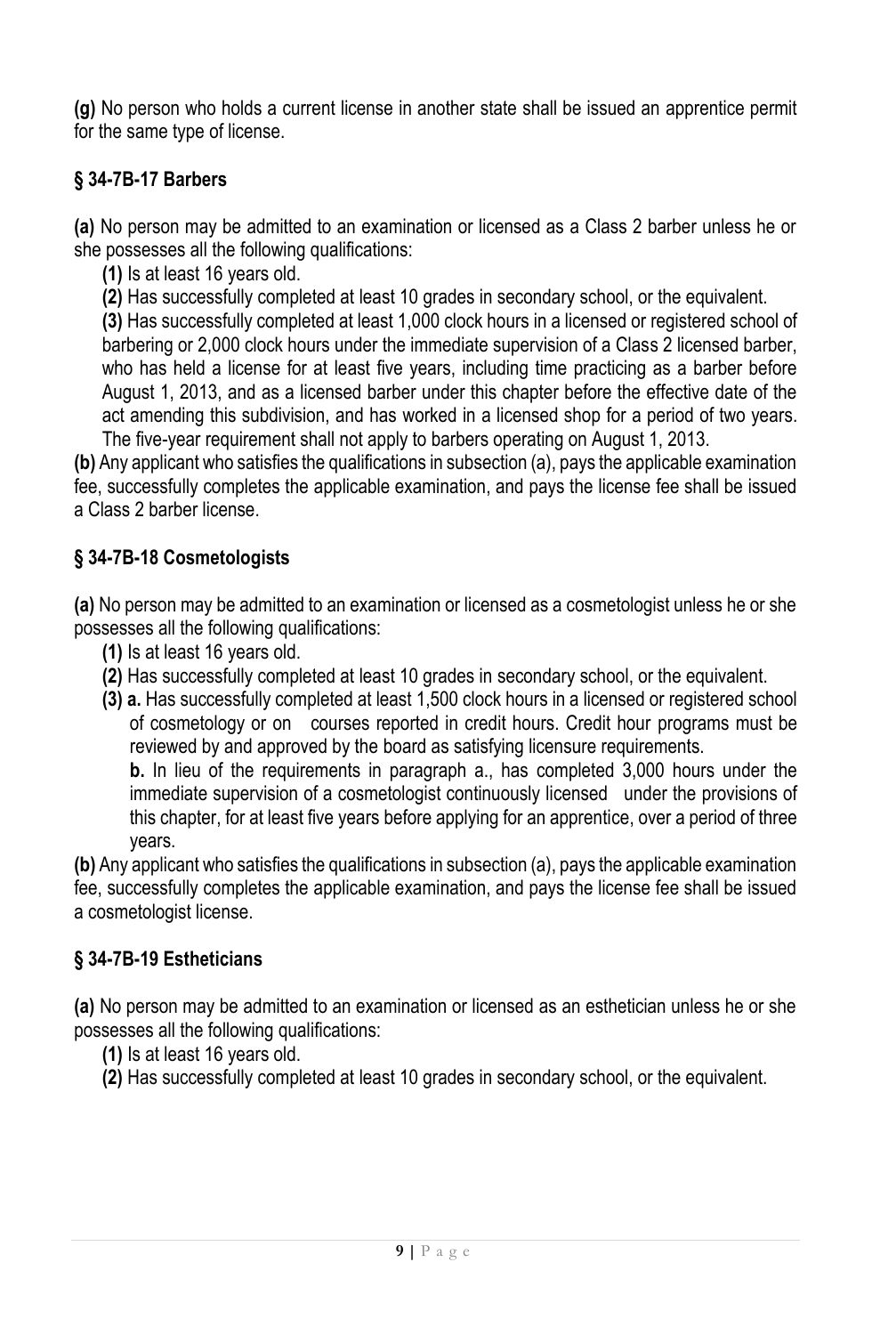**(g)** No person who holds a current license in another state shall be issued an apprentice permit for the same type of license.

### § 34-7B-17 Barbers

**(a)** No person may be admitted to an examination or licensed as a Class 2 barber unless he or she possesses all the following qualifications:

**(1)** Is at least 16 years old.

**(2)** Has successfully completed at least 10 grades in secondary school, or the equivalent.

**(3)** Has successfully completed at least 1,000 clock hours in a licensed or registered school of barbering or 2,000 clock hours under the immediate supervision of a Class 2 licensed barber, who has held a license for at least five years, including time practicing as a barber before August 1, 2013, and as a licensed barber under this chapter before the effective date of the act amending this subdivision, and has worked in a licensed shop for a period of two years. The five-year requirement shall not apply to barbers operating on August 1, 2013.

**(b)** Any applicant who satisfies the qualifications in subsection (a), pays the applicable examination fee, successfully completes the applicable examination, and pays the license fee shall be issued a Class 2 barber license.

### § 34-7B-18 Cosmetologists

**(a)** No person may be admitted to an examination or licensed as a cosmetologist unless he or she possesses all the following qualifications:

**(1)** Is at least 16 years old.

**(2)** Has successfully completed at least 10 grades in secondary school, or the equivalent.

**(3) a.** Has successfully completed at least 1,500 clock hours in a licensed or registered school of cosmetology or on courses reported in credit hours. Credit hour programs must be reviewed by and approved by the board as satisfying licensure requirements.

**b.** In lieu of the requirements in paragraph a., has completed 3,000 hours under the immediate supervision of a cosmetologist continuously licensed under the provisions of this chapter, for at least five years before applying for an apprentice, over a period of three years.

**(b)** Any applicant who satisfies the qualifications in subsection (a), pays the applicable examination fee, successfully completes the applicable examination, and pays the license fee shall be issued a cosmetologist license.

### § 34-7B-19 Estheticians

**(a)** No person may be admitted to an examination or licensed as an esthetician unless he or she possesses all the following qualifications:

**(1)** Is at least 16 years old.

**(2)** Has successfully completed at least 10 grades in secondary school, or the equivalent.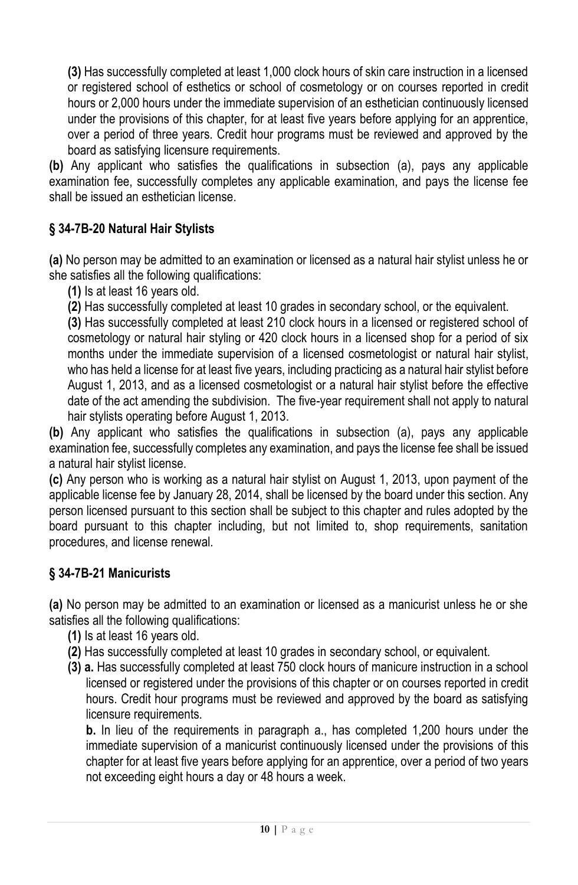**(3)** Has successfully completed at least 1,000 clock hours of skin care instruction in a licensed or registered school of esthetics or school of cosmetology or on courses reported in credit hours or 2,000 hours under the immediate supervision of an esthetician continuously licensed under the provisions of this chapter, for at least five years before applying for an apprentice, over a period of three years. Credit hour programs must be reviewed and approved by the board as satisfying licensure requirements.

**(b)** Any applicant who satisfies the qualifications in subsection (a), pays any applicable examination fee, successfully completes any applicable examination, and pays the license fee shall be issued an esthetician license.

## § 34-7B-20 Natural Hair Stylists

**(a)** No person may be admitted to an examination or licensed as a natural hair stylist unless he or she satisfies all the following qualifications:

**(1)** Is at least 16 years old.

**(2)** Has successfully completed at least 10 grades in secondary school, or the equivalent.

**(3)** Has successfully completed at least 210 clock hours in a licensed or registered school of cosmetology or natural hair styling or 420 clock hours in a licensed shop for a period of six months under the immediate supervision of a licensed cosmetologist or natural hair stylist, who has held a license for at least five years, including practicing as a natural hair stylist before August 1, 2013, and as a licensed cosmetologist or a natural hair stylist before the effective date of the act amending the subdivision. The five-year requirement shall not apply to natural hair stylists operating before August 1, 2013.

**(b)** Any applicant who satisfies the qualifications in subsection (a), pays any applicable examination fee, successfully completes any examination, and pays the license fee shall be issued a natural hair stylist license.

**(c)** Any person who is working as a natural hair stylist on August 1, 2013, upon payment of the applicable license fee by January 28, 2014, shall be licensed by the board under this section. Any person licensed pursuant to this section shall be subject to this chapter and rules adopted by the board pursuant to this chapter including, but not limited to, shop requirements, sanitation procedures, and license renewal.

## § 34-7B-21 Manicurists

**(a)** No person may be admitted to an examination or licensed as a manicurist unless he or she satisfies all the following qualifications:

**(1)** Is at least 16 years old.

**(2)** Has successfully completed at least 10 grades in secondary school, or equivalent.

**(3) a.** Has successfully completed at least 750 clock hours of manicure instruction in a school licensed or registered under the provisions of this chapter or on courses reported in credit hours. Credit hour programs must be reviewed and approved by the board as satisfying licensure requirements.

**b.** In lieu of the requirements in paragraph a., has completed 1,200 hours under the immediate supervision of a manicurist continuously licensed under the provisions of this chapter for at least five years before applying for an apprentice, over a period of two years not exceeding eight hours a day or 48 hours a week.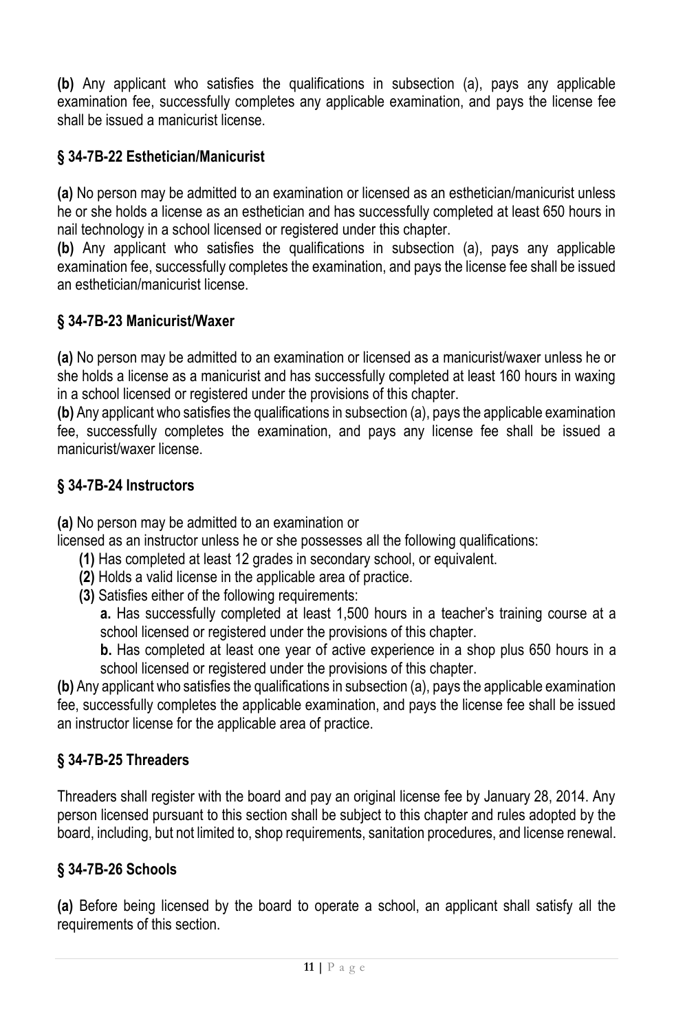**(b)** Any applicant who satisfies the qualifications in subsection (a), pays any applicable examination fee, successfully completes any applicable examination, and pays the license fee shall be issued a manicurist license.

### § 34-7B-22 Esthetician/Manicurist

**(a)** No person may be admitted to an examination or licensed as an esthetician/manicurist unless he or she holds a license as an esthetician and has successfully completed at least 650 hours in nail technology in a school licensed or registered under this chapter.

**(b)** Any applicant who satisfies the qualifications in subsection (a), pays any applicable examination fee, successfully completes the examination, and pays the license fee shall be issued an esthetician/manicurist license.

### § 34-7B-23 Manicurist/Waxer

**(a)** No person may be admitted to an examination or licensed as a manicurist/waxer unless he or she holds a license as a manicurist and has successfully completed at least 160 hours in waxing in a school licensed or registered under the provisions of this chapter.

**(b)** Any applicant who satisfies the qualifications in subsection (a), pays the applicable examination fee, successfully completes the examination, and pays any license fee shall be issued a manicurist/waxer license.

### § 34-7B-24 Instructors

**(a)** No person may be admitted to an examination or licensed as an instructor unless he or she possesses all the following qualifications:

- **(1)** Has completed at least 12 grades in secondary school, or equivalent.
- **(2)** Holds a valid license in the applicable area of practice.
- **(3)** Satisfies either of the following requirements:
  - **a.** Has successfully completed at least 1,500 hours in a teacher's training course at a school licensed or registered under the provisions of this chapter.
  - **b.** Has completed at least one year of active experience in a shop plus 650 hours in a school licensed or registered under the provisions of this chapter.

**(b)** Any applicant who satisfies the qualifications in subsection (a), pays the applicable examination fee, successfully completes the applicable examination, and pays the license fee shall be issued an instructor license for the applicable area of practice.

### § 34-7B-25 Threaders

Threaders shall register with the board and pay an original license fee by January 28, 2014. Any person licensed pursuant to this section shall be subject to this chapter and rules adopted by the board, including, but not limited to, shop requirements, sanitation procedures, and license renewal.

### § 34-7B-26 Schools

**(a)** Before being licensed by the board to operate a school, an applicant shall satisfy all the requirements of this section.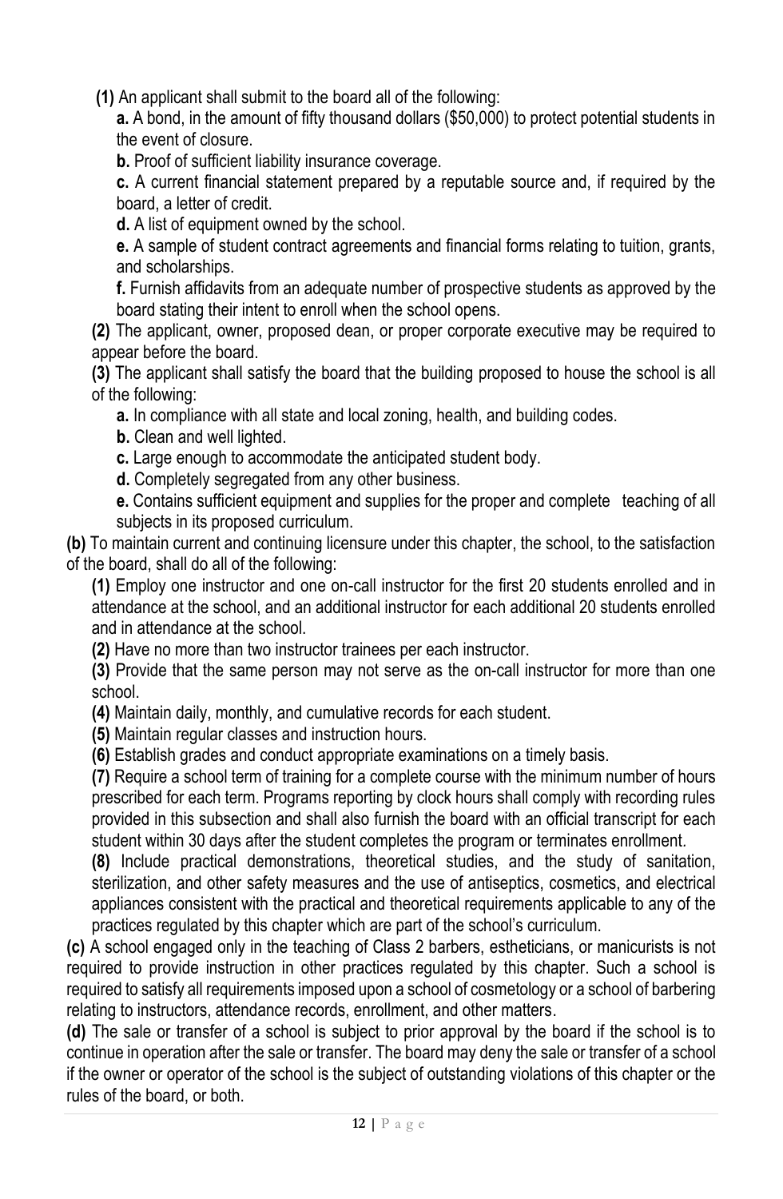**(1)** An applicant shall submit to the board all of the following:

**a.** A bond, in the amount of fifty thousand dollars ($50,000) to protect potential students in the event of closure.

**b.** Proof of sufficient liability insurance coverage.

**c.** A current financial statement prepared by a reputable source and, if required by the board, a letter of credit.

**d.** A list of equipment owned by the school.

**e.** A sample of student contract agreements and financial forms relating to tuition, grants, and scholarships.

**f.** Furnish affidavits from an adequate number of prospective students as approved by the board stating their intent to enroll when the school opens.

**(2)** The applicant, owner, proposed dean, or proper corporate executive may be required to appear before the board.

**(3)** The applicant shall satisfy the board that the building proposed to house the school is all of the following:

**a.** In compliance with all state and local zoning, health, and building codes.

**b.** Clean and well lighted.

**c.** Large enough to accommodate the anticipated student body.

**d.** Completely segregated from any other business.

**e.** Contains sufficient equipment and supplies for the proper and complete teaching of all subjects in its proposed curriculum.

**(b)** To maintain current and continuing licensure under this chapter, the school, to the satisfaction of the board, shall do all of the following:

**(1)** Employ one instructor and one on-call instructor for the first 20 students enrolled and in attendance at the school, and an additional instructor for each additional 20 students enrolled and in attendance at the school.

**(2)** Have no more than two instructor trainees per each instructor.

**(3)** Provide that the same person may not serve as the on-call instructor for more than one school.

**(4)** Maintain daily, monthly, and cumulative records for each student.

**(5)** Maintain regular classes and instruction hours.

**(6)** Establish grades and conduct appropriate examinations on a timely basis.

**(7)** Require a school term of training for a complete course with the minimum number of hours prescribed for each term. Programs reporting by clock hours shall comply with recording rules provided in this subsection and shall also furnish the board with an official transcript for each student within 30 days after the student completes the program or terminates enrollment.

**(8)** Include practical demonstrations, theoretical studies, and the study of sanitation, sterilization, and other safety measures and the use of antiseptics, cosmetics, and electrical appliances consistent with the practical and theoretical requirements applicable to any of the practices regulated by this chapter which are part of the school's curriculum.

**(c)** A school engaged only in the teaching of Class 2 barbers, estheticians, or manicurists is not required to provide instruction in other practices regulated by this chapter. Such a school is required to satisfy all requirements imposed upon a school of cosmetology or a school of barbering relating to instructors, attendance records, enrollment, and other matters.

**(d)** The sale or transfer of a school is subject to prior approval by the board if the school is to continue in operation after the sale or transfer. The board may deny the sale or transfer of a school if the owner or operator of the school is the subject of outstanding violations of this chapter or the rules of the board, or both.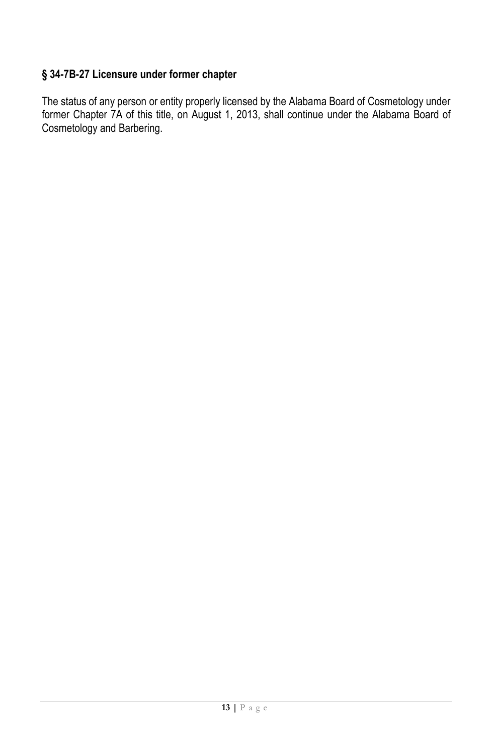### § 34-7B-27 Licensure under former chapter

The status of any person or entity properly licensed by the Alabama Board of Cosmetology under former Chapter 7A of this title, on August 1, 2013, shall continue under the Alabama Board of Cosmetology and Barbering.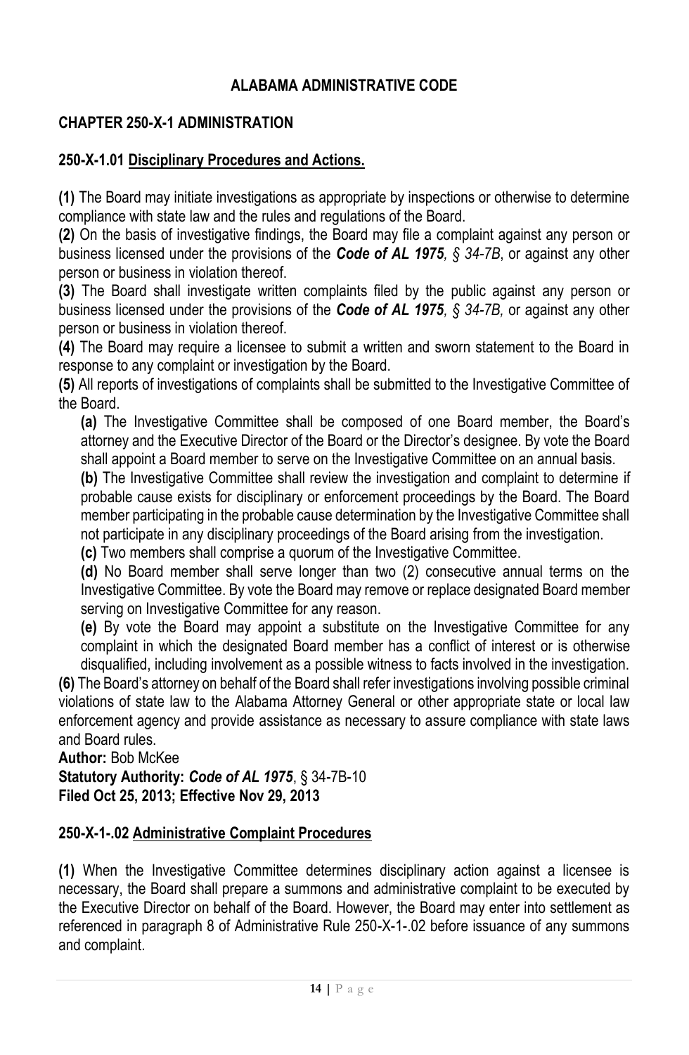## ALABAMA ADMINISTRATIVE CODE

## CHAPTER 250-X-1 ADMINISTRATION

### 250-X-1.01 Disciplinary Procedures and Actions.

**(1)** The Board may initiate investigations as appropriate by inspections or otherwise to determine compliance with state law and the rules and regulations of the Board.

**(2)** On the basis of investigative findings, the Board may file a complaint against any person or business licensed under the provisions of the ***Code of AL 1975****, § 34-7B*, or against any other person or business in violation thereof.

**(3)** The Board shall investigate written complaints filed by the public against any person or business licensed under the provisions of the ***Code of AL 1975****, § 34-7B,* or against any other person or business in violation thereof.

**(4)** The Board may require a licensee to submit a written and sworn statement to the Board in response to any complaint or investigation by the Board.

**(5)** All reports of investigations of complaints shall be submitted to the Investigative Committee of the Board.

> **(a)** The Investigative Committee shall be composed of one Board member, the Board's attorney and the Executive Director of the Board or the Director's designee. By vote the Board shall appoint a Board member to serve on the Investigative Committee on an annual basis.
>
> **(b)** The Investigative Committee shall review the investigation and complaint to determine if probable cause exists for disciplinary or enforcement proceedings by the Board. The Board member participating in the probable cause determination by the Investigative Committee shall not participate in any disciplinary proceedings of the Board arising from the investigation.
>
> **(c)** Two members shall comprise a quorum of the Investigative Committee.
>
> **(d)** No Board member shall serve longer than two (2) consecutive annual terms on the Investigative Committee. By vote the Board may remove or replace designated Board member serving on Investigative Committee for any reason.
>
> **(e)** By vote the Board may appoint a substitute on the Investigative Committee for any complaint in which the designated Board member has a conflict of interest or is otherwise disqualified, including involvement as a possible witness to facts involved in the investigation.

**(6)** The Board's attorney on behalf of the Board shall refer investigations involving possible criminal violations of state law to the Alabama Attorney General or other appropriate state or local law enforcement agency and provide assistance as necessary to assure compliance with state laws and Board rules.

**Author:** Bob McKee
**Statutory Authority:** ***Code of AL 1975***, § 34-7B-10
**Filed Oct 25, 2013; Effective Nov 29, 2013**

### 250-X-1-.02 Administrative Complaint Procedures

**(1)** When the Investigative Committee determines disciplinary action against a licensee is necessary, the Board shall prepare a summons and administrative complaint to be executed by the Executive Director on behalf of the Board. However, the Board may enter into settlement as referenced in paragraph 8 of Administrative Rule 250-X-1-.02 before issuance of any summons and complaint.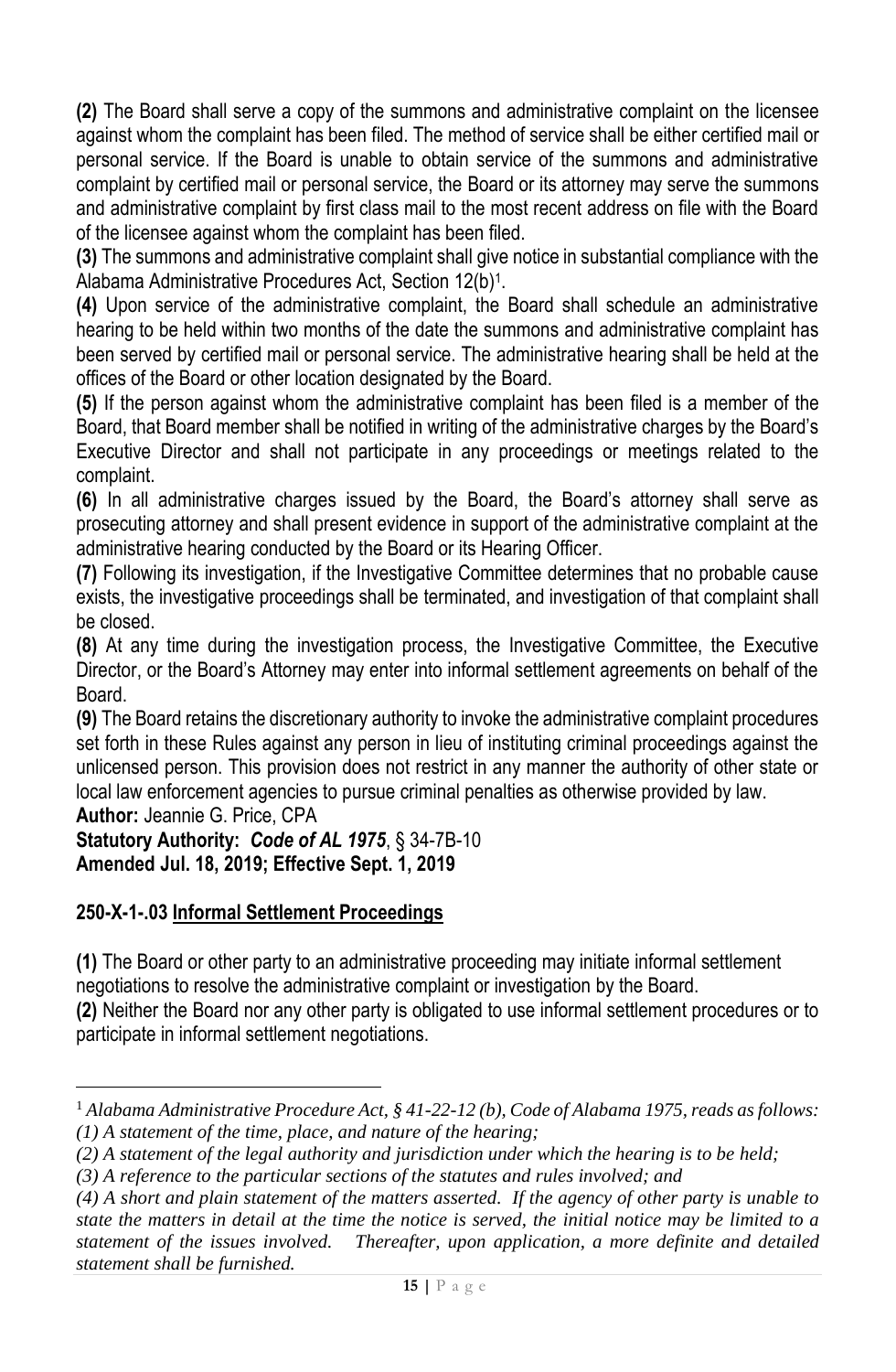**(2)** The Board shall serve a copy of the summons and administrative complaint on the licensee against whom the complaint has been filed. The method of service shall be either certified mail or personal service. If the Board is unable to obtain service of the summons and administrative complaint by certified mail or personal service, the Board or its attorney may serve the summons and administrative complaint by first class mail to the most recent address on file with the Board of the licensee against whom the complaint has been filed.

**(3)** The summons and administrative complaint shall give notice in substantial compliance with the Alabama Administrative Procedures Act, Section 12(b)[1].

**(4)** Upon service of the administrative complaint, the Board shall schedule an administrative hearing to be held within two months of the date the summons and administrative complaint has been served by certified mail or personal service. The administrative hearing shall be held at the offices of the Board or other location designated by the Board.

**(5)** If the person against whom the administrative complaint has been filed is a member of the Board, that Board member shall be notified in writing of the administrative charges by the Board's Executive Director and shall not participate in any proceedings or meetings related to the complaint.

**(6)** In all administrative charges issued by the Board, the Board's attorney shall serve as prosecuting attorney and shall present evidence in support of the administrative complaint at the administrative hearing conducted by the Board or its Hearing Officer.

**(7)** Following its investigation, if the Investigative Committee determines that no probable cause exists, the investigative proceedings shall be terminated, and investigation of that complaint shall be closed.

**(8)** At any time during the investigation process, the Investigative Committee, the Executive Director, or the Board's Attorney may enter into informal settlement agreements on behalf of the Board.

**(9)** The Board retains the discretionary authority to invoke the administrative complaint procedures set forth in these Rules against any person in lieu of instituting criminal proceedings against the unlicensed person. This provision does not restrict in any manner the authority of other state or local law enforcement agencies to pursue criminal penalties as otherwise provided by law.

**Author:** Jeannie G. Price, CPA
**Statutory Authority:** ***Code of AL 1975***, § 34-7B-10
**Amended Jul. 18, 2019; Effective Sept. 1, 2019**

## 250-X-1-.03 Informal Settlement Proceedings

**(1)** The Board or other party to an administrative proceeding may initiate informal settlement negotiations to resolve the administrative complaint or investigation by the Board.

**(2)** Neither the Board nor any other party is obligated to use informal settlement procedures or to participate in informal settlement negotiations.

---

[1] *Alabama Administrative Procedure Act, § 41-22-12 (b), Code of Alabama 1975, reads as follows:*
*(1) A statement of the time, place, and nature of the hearing;*
*(2) A statement of the legal authority and jurisdiction under which the hearing is to be held;*
*(3) A reference to the particular sections of the statutes and rules involved; and*
*(4) A short and plain statement of the matters asserted. If the agency of other party is unable to state the matters in detail at the time the notice is served, the initial notice may be limited to a statement of the issues involved. Thereafter, upon application, a more definite and detailed statement shall be furnished.*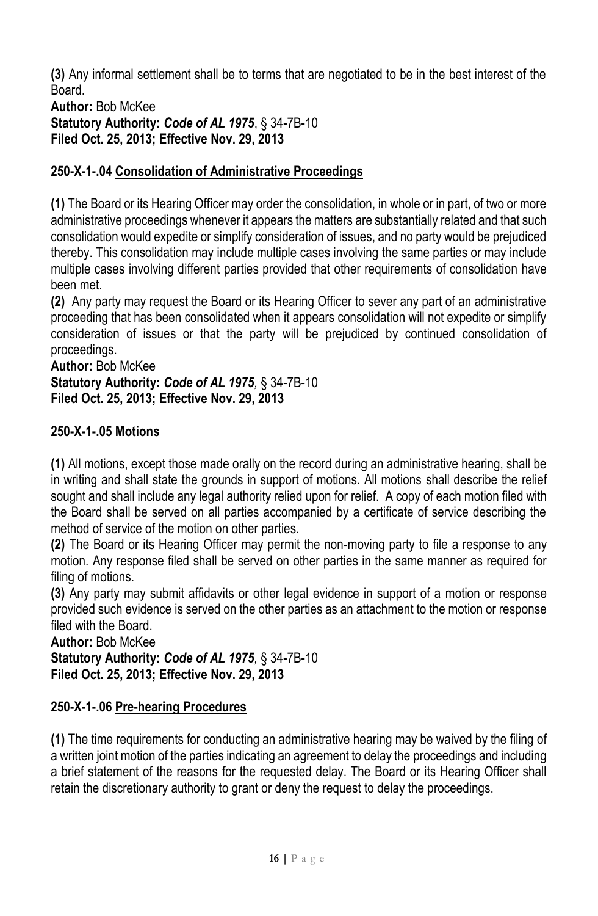**(3)** Any informal settlement shall be to terms that are negotiated to be in the best interest of the Board.

**Author:** Bob McKee
**Statutory Authority:** ***Code of AL 1975***, § 34-7B-10
**Filed Oct. 25, 2013; Effective Nov. 29, 2013**

### 250-X-1-.04 Consolidation of Administrative Proceedings

**(1)** The Board or its Hearing Officer may order the consolidation, in whole or in part, of two or more administrative proceedings whenever it appears the matters are substantially related and that such consolidation would expedite or simplify consideration of issues, and no party would be prejudiced thereby. This consolidation may include multiple cases involving the same parties or may include multiple cases involving different parties provided that other requirements of consolidation have been met.

**(2)** Any party may request the Board or its Hearing Officer to sever any part of an administrative proceeding that has been consolidated when it appears consolidation will not expedite or simplify consideration of issues or that the party will be prejudiced by continued consolidation of proceedings.

**Author:** Bob McKee
**Statutory Authority:** ***Code of AL 1975***, § 34-7B-10
**Filed Oct. 25, 2013; Effective Nov. 29, 2013**

### 250-X-1-.05 Motions

**(1)** All motions, except those made orally on the record during an administrative hearing, shall be in writing and shall state the grounds in support of motions. All motions shall describe the relief sought and shall include any legal authority relied upon for relief. A copy of each motion filed with the Board shall be served on all parties accompanied by a certificate of service describing the method of service of the motion on other parties.

**(2)** The Board or its Hearing Officer may permit the non-moving party to file a response to any motion. Any response filed shall be served on other parties in the same manner as required for filing of motions.

**(3)** Any party may submit affidavits or other legal evidence in support of a motion or response provided such evidence is served on the other parties as an attachment to the motion or response filed with the Board.

**Author:** Bob McKee
**Statutory Authority:** ***Code of AL 1975***, § 34-7B-10
**Filed Oct. 25, 2013; Effective Nov. 29, 2013**

### 250-X-1-.06 Pre-hearing Procedures

**(1)** The time requirements for conducting an administrative hearing may be waived by the filing of a written joint motion of the parties indicating an agreement to delay the proceedings and including a brief statement of the reasons for the requested delay. The Board or its Hearing Officer shall retain the discretionary authority to grant or deny the request to delay the proceedings.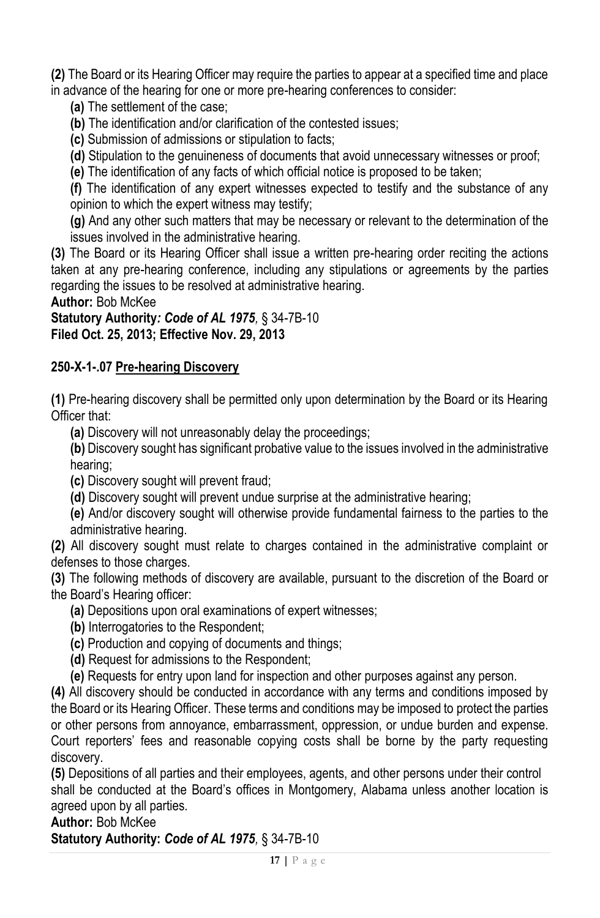**(2)** The Board or its Hearing Officer may require the parties to appear at a specified time and place in advance of the hearing for one or more pre-hearing conferences to consider:

- **(a)** The settlement of the case;
- **(b)** The identification and/or clarification of the contested issues;
- **(c)** Submission of admissions or stipulation to facts;
- **(d)** Stipulation to the genuineness of documents that avoid unnecessary witnesses or proof;
- **(e)** The identification of any facts of which official notice is proposed to be taken;
- **(f)** The identification of any expert witnesses expected to testify and the substance of any opinion to which the expert witness may testify;
- **(g)** And any other such matters that may be necessary or relevant to the determination of the issues involved in the administrative hearing.

**(3)** The Board or its Hearing Officer shall issue a written pre-hearing order reciting the actions taken at any pre-hearing conference, including any stipulations or agreements by the parties regarding the issues to be resolved at administrative hearing.

**Author:** Bob McKee
**Statutory Authority*: Code of AL 1975*,** § 34-7B-10
**Filed Oct. 25, 2013; Effective Nov. 29, 2013**

## 250-X-1-.07 Pre-hearing Discovery

**(1)** Pre-hearing discovery shall be permitted only upon determination by the Board or its Hearing Officer that:

- **(a)** Discovery will not unreasonably delay the proceedings;
- **(b)** Discovery sought has significant probative value to the issues involved in the administrative hearing;
- **(c)** Discovery sought will prevent fraud;
- **(d)** Discovery sought will prevent undue surprise at the administrative hearing;
- **(e)** And/or discovery sought will otherwise provide fundamental fairness to the parties to the administrative hearing.

**(2)** All discovery sought must relate to charges contained in the administrative complaint or defenses to those charges.

**(3)** The following methods of discovery are available, pursuant to the discretion of the Board or the Board's Hearing officer:

- **(a)** Depositions upon oral examinations of expert witnesses;
- **(b)** Interrogatories to the Respondent;
- **(c)** Production and copying of documents and things;
- **(d)** Request for admissions to the Respondent;
- **(e)** Requests for entry upon land for inspection and other purposes against any person.

**(4)** All discovery should be conducted in accordance with any terms and conditions imposed by the Board or its Hearing Officer. These terms and conditions may be imposed to protect the parties or other persons from annoyance, embarrassment, oppression, or undue burden and expense. Court reporters' fees and reasonable copying costs shall be borne by the party requesting discovery.

**(5)** Depositions of all parties and their employees, agents, and other persons under their control shall be conducted at the Board's offices in Montgomery, Alabama unless another location is agreed upon by all parties.

**Author:** Bob McKee
**Statutory Authority: *Code of AL 1975*,** § 34-7B-10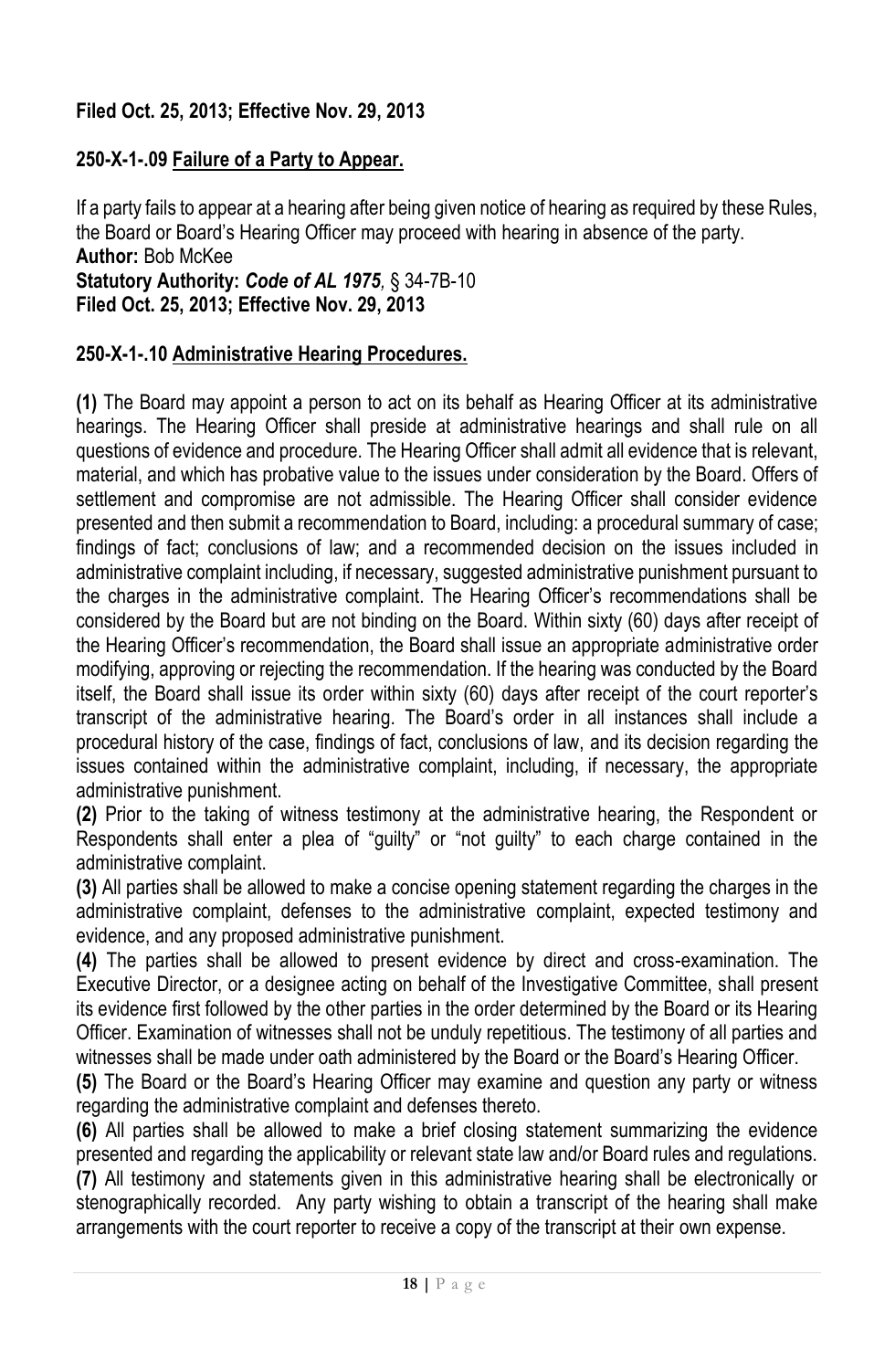**Filed Oct. 25, 2013; Effective Nov. 29, 2013**

**250-X-1-.09 Failure of a Party to Appear.**

If a party fails to appear at a hearing after being given notice of hearing as required by these Rules, the Board or Board's Hearing Officer may proceed with hearing in absence of the party.
**Author:** Bob McKee
**Statutory Authority:** ***Code of AL 1975*****,** § 34-7B-10
**Filed Oct. 25, 2013; Effective Nov. 29, 2013**

**250-X-1-.10 Administrative Hearing Procedures.**

**(1)** The Board may appoint a person to act on its behalf as Hearing Officer at its administrative hearings. The Hearing Officer shall preside at administrative hearings and shall rule on all questions of evidence and procedure. The Hearing Officer shall admit all evidence that is relevant, material, and which has probative value to the issues under consideration by the Board. Offers of settlement and compromise are not admissible. The Hearing Officer shall consider evidence presented and then submit a recommendation to Board, including: a procedural summary of case; findings of fact; conclusions of law; and a recommended decision on the issues included in administrative complaint including, if necessary, suggested administrative punishment pursuant to the charges in the administrative complaint. The Hearing Officer's recommendations shall be considered by the Board but are not binding on the Board. Within sixty (60) days after receipt of the Hearing Officer's recommendation, the Board shall issue an appropriate administrative order modifying, approving or rejecting the recommendation. If the hearing was conducted by the Board itself, the Board shall issue its order within sixty (60) days after receipt of the court reporter's transcript of the administrative hearing. The Board's order in all instances shall include a procedural history of the case, findings of fact, conclusions of law, and its decision regarding the issues contained within the administrative complaint, including, if necessary, the appropriate administrative punishment.
**(2)** Prior to the taking of witness testimony at the administrative hearing, the Respondent or Respondents shall enter a plea of "guilty" or "not guilty" to each charge contained in the administrative complaint.
**(3)** All parties shall be allowed to make a concise opening statement regarding the charges in the administrative complaint, defenses to the administrative complaint, expected testimony and evidence, and any proposed administrative punishment.
**(4)** The parties shall be allowed to present evidence by direct and cross-examination. The Executive Director, or a designee acting on behalf of the Investigative Committee, shall present its evidence first followed by the other parties in the order determined by the Board or its Hearing Officer. Examination of witnesses shall not be unduly repetitious. The testimony of all parties and witnesses shall be made under oath administered by the Board or the Board's Hearing Officer.
**(5)** The Board or the Board's Hearing Officer may examine and question any party or witness regarding the administrative complaint and defenses thereto.
**(6)** All parties shall be allowed to make a brief closing statement summarizing the evidence presented and regarding the applicability or relevant state law and/or Board rules and regulations.
**(7)** All testimony and statements given in this administrative hearing shall be electronically or stenographically recorded. Any party wishing to obtain a transcript of the hearing shall make arrangements with the court reporter to receive a copy of the transcript at their own expense.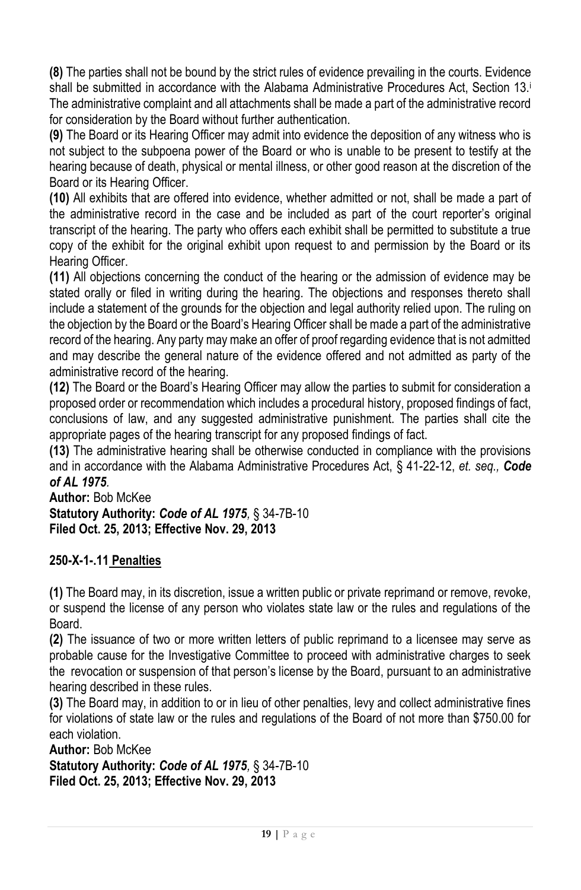**(8)** The parties shall not be bound by the strict rules of evidence prevailing in the courts. Evidence shall be submitted in accordance with the Alabama Administrative Procedures Act, Section 13.[i] The administrative complaint and all attachments shall be made a part of the administrative record for consideration by the Board without further authentication.

**(9)** The Board or its Hearing Officer may admit into evidence the deposition of any witness who is not subject to the subpoena power of the Board or who is unable to be present to testify at the hearing because of death, physical or mental illness, or other good reason at the discretion of the Board or its Hearing Officer.

**(10)** All exhibits that are offered into evidence, whether admitted or not, shall be made a part of the administrative record in the case and be included as part of the court reporter's original transcript of the hearing. The party who offers each exhibit shall be permitted to substitute a true copy of the exhibit for the original exhibit upon request to and permission by the Board or its Hearing Officer.

**(11)** All objections concerning the conduct of the hearing or the admission of evidence may be stated orally or filed in writing during the hearing. The objections and responses thereto shall include a statement of the grounds for the objection and legal authority relied upon. The ruling on the objection by the Board or the Board's Hearing Officer shall be made a part of the administrative record of the hearing. Any party may make an offer of proof regarding evidence that is not admitted and may describe the general nature of the evidence offered and not admitted as party of the administrative record of the hearing.

**(12)** The Board or the Board's Hearing Officer may allow the parties to submit for consideration a proposed order or recommendation which includes a procedural history, proposed findings of fact, conclusions of law, and any suggested administrative punishment. The parties shall cite the appropriate pages of the hearing transcript for any proposed findings of fact.

**(13)** The administrative hearing shall be otherwise conducted in compliance with the provisions and in accordance with the Alabama Administrative Procedures Act, § 41-22-12, *et. seq.,* ***Code of AL 1975***.

**Author:** Bob McKee
**Statutory Authority:** ***Code of AL 1975****,* § 34-7B-10
**Filed Oct. 25, 2013; Effective Nov. 29, 2013**

## 250-X-1-.11 Penalties

**(1)** The Board may, in its discretion, issue a written public or private reprimand or remove, revoke, or suspend the license of any person who violates state law or the rules and regulations of the Board.

**(2)** The issuance of two or more written letters of public reprimand to a licensee may serve as probable cause for the Investigative Committee to proceed with administrative charges to seek the revocation or suspension of that person's license by the Board, pursuant to an administrative hearing described in these rules.

**(3)** The Board may, in addition to or in lieu of other penalties, levy and collect administrative fines for violations of state law or the rules and regulations of the Board of not more than $750.00 for each violation.

**Author:** Bob McKee
**Statutory Authority:** ***Code of AL 1975****,* § 34-7B-10
**Filed Oct. 25, 2013; Effective Nov. 29, 2013**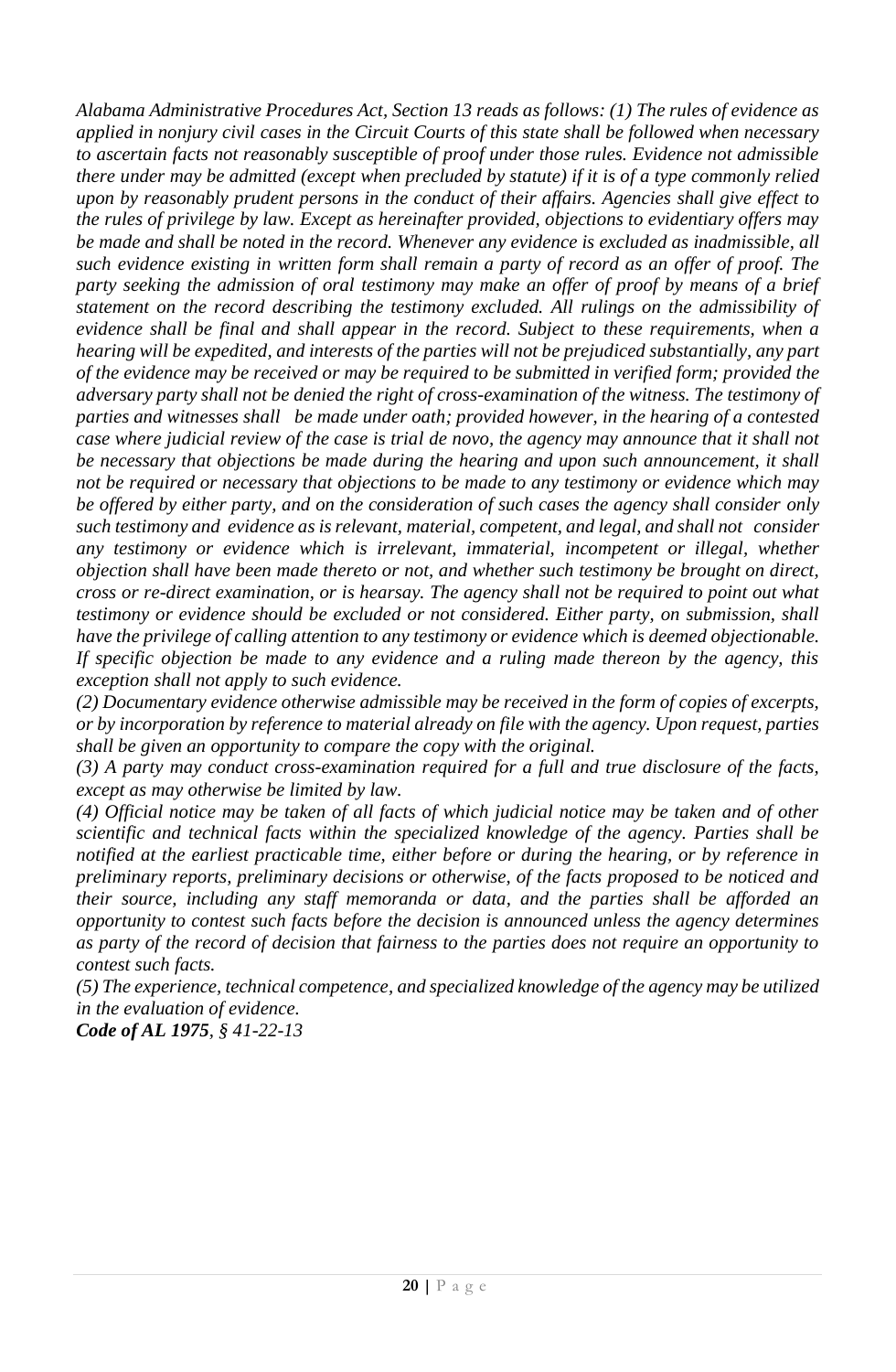*Alabama Administrative Procedures Act, Section 13 reads as follows: (1) The rules of evidence as applied in nonjury civil cases in the Circuit Courts of this state shall be followed when necessary to ascertain facts not reasonably susceptible of proof under those rules. Evidence not admissible there under may be admitted (except when precluded by statute) if it is of a type commonly relied upon by reasonably prudent persons in the conduct of their affairs. Agencies shall give effect to the rules of privilege by law. Except as hereinafter provided, objections to evidentiary offers may be made and shall be noted in the record. Whenever any evidence is excluded as inadmissible, all such evidence existing in written form shall remain a party of record as an offer of proof. The party seeking the admission of oral testimony may make an offer of proof by means of a brief statement on the record describing the testimony excluded. All rulings on the admissibility of evidence shall be final and shall appear in the record. Subject to these requirements, when a hearing will be expedited, and interests of the parties will not be prejudiced substantially, any part of the evidence may be received or may be required to be submitted in verified form; provided the adversary party shall not be denied the right of cross-examination of the witness. The testimony of parties and witnesses shall be made under oath; provided however, in the hearing of a contested case where judicial review of the case is trial de novo, the agency may announce that it shall not be necessary that objections be made during the hearing and upon such announcement, it shall not be required or necessary that objections to be made to any testimony or evidence which may be offered by either party, and on the consideration of such cases the agency shall consider only such testimony and evidence as is relevant, material, competent, and legal, and shall not consider any testimony or evidence which is irrelevant, immaterial, incompetent or illegal, whether objection shall have been made thereto or not, and whether such testimony be brought on direct, cross or re-direct examination, or is hearsay. The agency shall not be required to point out what testimony or evidence should be excluded or not considered. Either party, on submission, shall have the privilege of calling attention to any testimony or evidence which is deemed objectionable. If specific objection be made to any evidence and a ruling made thereon by the agency, this exception shall not apply to such evidence.*

*(2) Documentary evidence otherwise admissible may be received in the form of copies of excerpts, or by incorporation by reference to material already on file with the agency. Upon request, parties shall be given an opportunity to compare the copy with the original.*

*(3) A party may conduct cross-examination required for a full and true disclosure of the facts, except as may otherwise be limited by law.*

*(4) Official notice may be taken of all facts of which judicial notice may be taken and of other scientific and technical facts within the specialized knowledge of the agency. Parties shall be notified at the earliest practicable time, either before or during the hearing, or by reference in preliminary reports, preliminary decisions or otherwise, of the facts proposed to be noticed and their source, including any staff memoranda or data, and the parties shall be afforded an opportunity to contest such facts before the decision is announced unless the agency determines as party of the record of decision that fairness to the parties does not require an opportunity to contest such facts.*

*(5) The experience, technical competence, and specialized knowledge of the agency may be utilized in the evaluation of evidence.*

***Code of AL 1975**, § 41-22-13*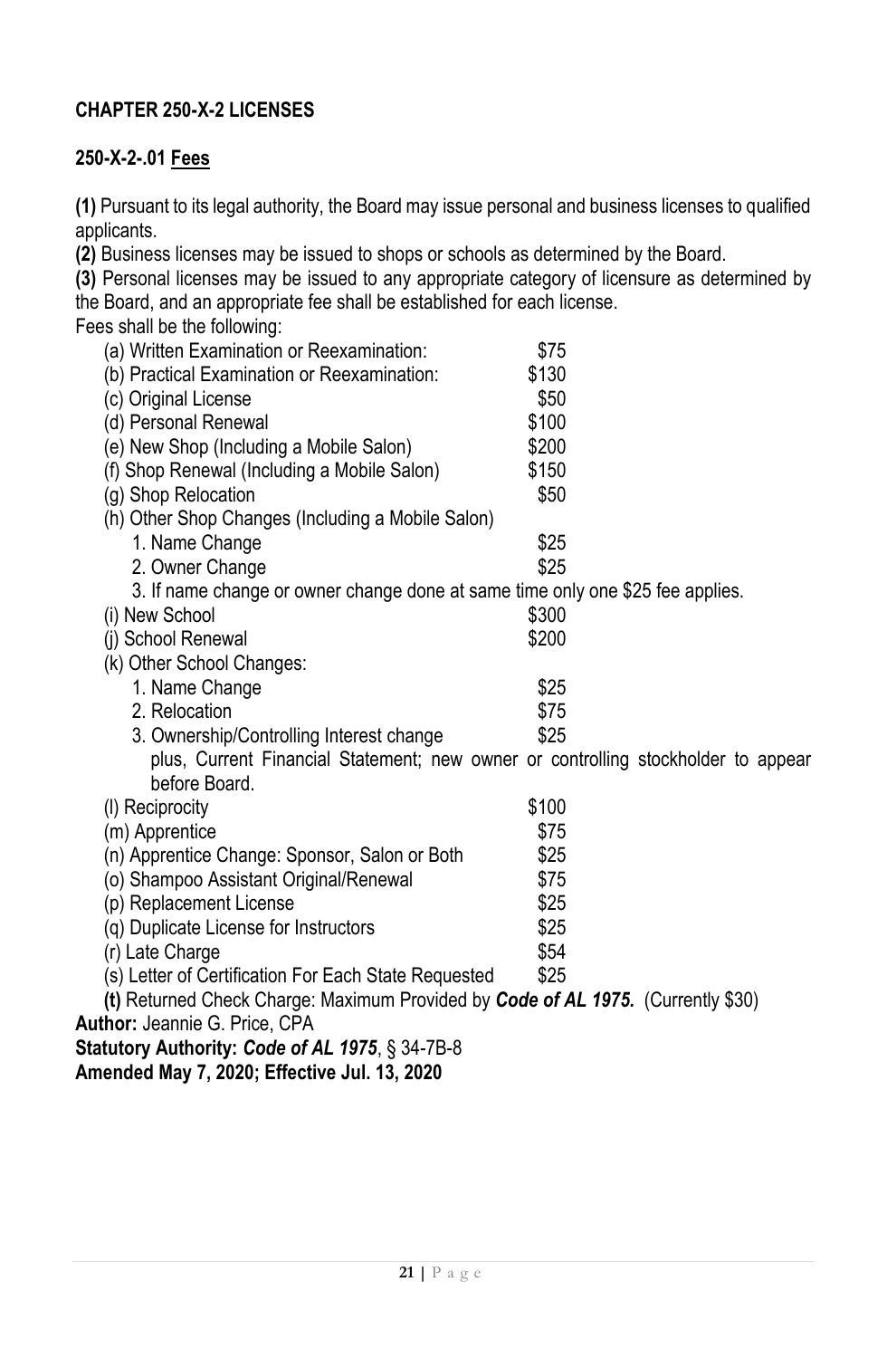## CHAPTER 250-X-2 LICENSES

### 250-X-2-.01 Fees

**(1)** Pursuant to its legal authority, the Board may issue personal and business licenses to qualified applicants.

**(2)** Business licenses may be issued to shops or schools as determined by the Board.

**(3)** Personal licenses may be issued to any appropriate category of licensure as determined by the Board, and an appropriate fee shall be established for each license.

Fees shall be the following:

| | |
|---|---|
| (a) Written Examination or Reexamination: | $75 |
| (b) Practical Examination or Reexamination: | $130 |
| (c) Original License | $50 |
| (d) Personal Renewal | $100 |
| (e) New Shop (Including a Mobile Salon) | $200 |
| (f) Shop Renewal (Including a Mobile Salon) | $150 |
| (g) Shop Relocation | $50 |
| (h) Other Shop Changes (Including a Mobile Salon) | |
| 1. Name Change | $25 |
| 2. Owner Change | $25 |
| 3. If name change or owner change done at same time only one $25 fee applies. | |
| (i) New School | $300 |
| (j) School Renewal | $200 |
| (k) Other School Changes: | |
| 1. Name Change | $25 |
| 2. Relocation | $75 |
| 3. Ownership/Controlling Interest change | $25 |
| plus, Current Financial Statement; new owner or controlling stockholder to appear before Board. | |
| (l) Reciprocity | $100 |
| (m) Apprentice | $75 |
| (n) Apprentice Change: Sponsor, Salon or Both | $25 |
| (o) Shampoo Assistant Original/Renewal | $75 |
| (p) Replacement License | $25 |
| (q) Duplicate License for Instructors | $25 |
| (r) Late Charge | $54 |
| (s) Letter of Certification For Each State Requested | $25 |

**(t)** Returned Check Charge: Maximum Provided by ***Code of AL 1975.*** (Currently $30)

**Author:** Jeannie G. Price, CPA

**Statutory Authority:** ***Code of AL 1975***, § 34-7B-8

**Amended May 7, 2020; Effective Jul. 13, 2020**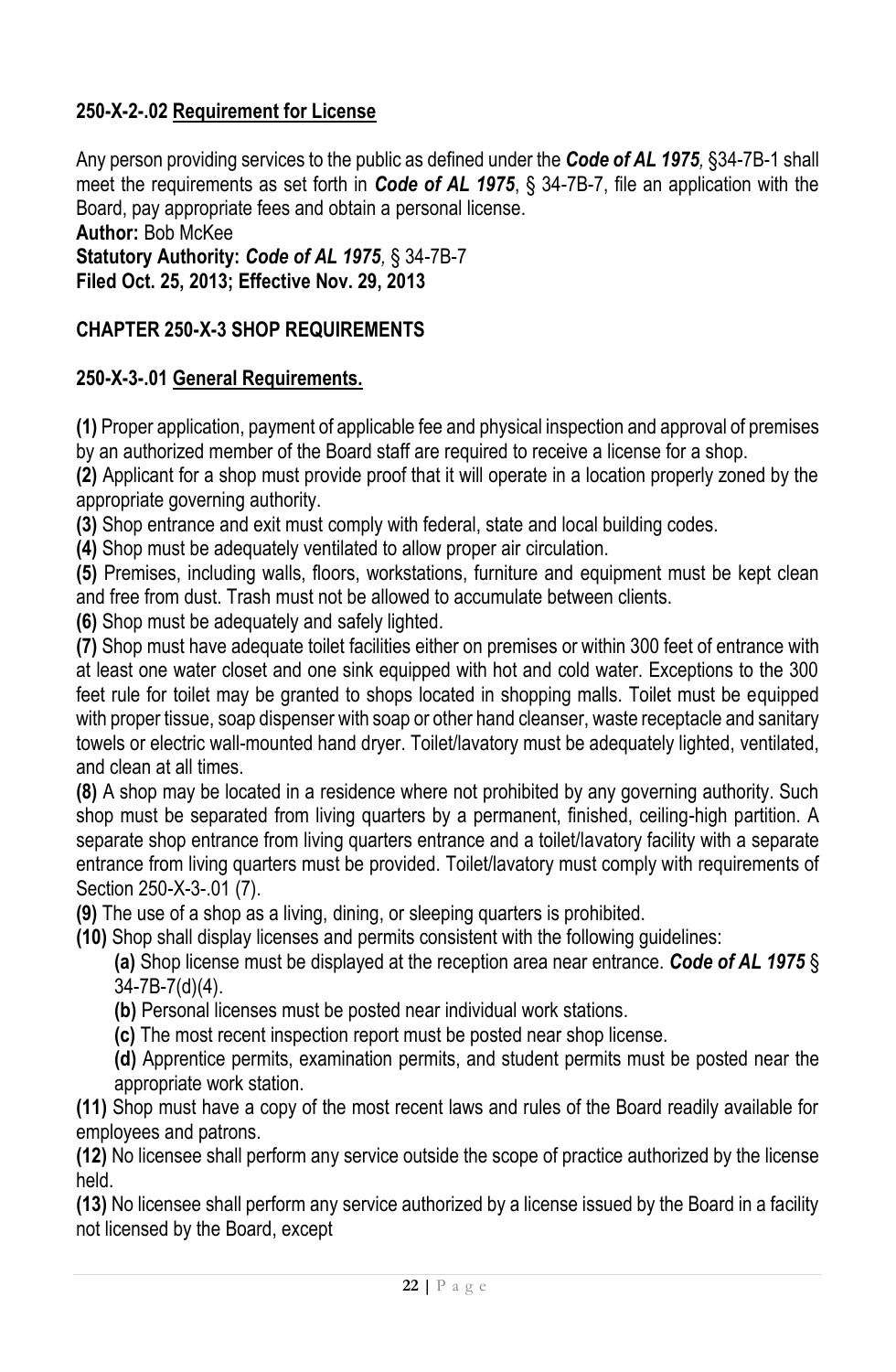**250-X-2-.02 Requirement for License**

Any person providing services to the public as defined under the ***Code of AL 1975**,* §34-7B-1 shall meet the requirements as set forth in ***Code of AL 1975***, § 34-7B-7, file an application with the Board, pay appropriate fees and obtain a personal license.
**Author:** Bob McKee
**Statutory Authority:** ***Code of AL 1975**,* § 34-7B-7
**Filed Oct. 25, 2013; Effective Nov. 29, 2013**

## CHAPTER 250-X-3 SHOP REQUIREMENTS

**250-X-3-.01 General Requirements.**

**(1)** Proper application, payment of applicable fee and physical inspection and approval of premises by an authorized member of the Board staff are required to receive a license for a shop.
**(2)** Applicant for a shop must provide proof that it will operate in a location properly zoned by the appropriate governing authority.
**(3)** Shop entrance and exit must comply with federal, state and local building codes.
**(4)** Shop must be adequately ventilated to allow proper air circulation.
**(5)** Premises, including walls, floors, workstations, furniture and equipment must be kept clean and free from dust. Trash must not be allowed to accumulate between clients.
**(6)** Shop must be adequately and safely lighted.
**(7)** Shop must have adequate toilet facilities either on premises or within 300 feet of entrance with at least one water closet and one sink equipped with hot and cold water. Exceptions to the 300 feet rule for toilet may be granted to shops located in shopping malls. Toilet must be equipped with proper tissue, soap dispenser with soap or other hand cleanser, waste receptacle and sanitary towels or electric wall-mounted hand dryer. Toilet/lavatory must be adequately lighted, ventilated, and clean at all times.
**(8)** A shop may be located in a residence where not prohibited by any governing authority. Such shop must be separated from living quarters by a permanent, finished, ceiling-high partition. A separate shop entrance from living quarters entrance and a toilet/lavatory facility with a separate entrance from living quarters must be provided. Toilet/lavatory must comply with requirements of Section 250-X-3-.01 (7).
**(9)** The use of a shop as a living, dining, or sleeping quarters is prohibited.
**(10)** Shop shall display licenses and permits consistent with the following guidelines:

**(a)** Shop license must be displayed at the reception area near entrance. ***Code of AL 1975*** § 34-7B-7(d)(4).
**(b)** Personal licenses must be posted near individual work stations.
**(c)** The most recent inspection report must be posted near shop license.
**(d)** Apprentice permits, examination permits, and student permits must be posted near the appropriate work station.

**(11)** Shop must have a copy of the most recent laws and rules of the Board readily available for employees and patrons.
**(12)** No licensee shall perform any service outside the scope of practice authorized by the license held.
**(13)** No licensee shall perform any service authorized by a license issued by the Board in a facility not licensed by the Board, except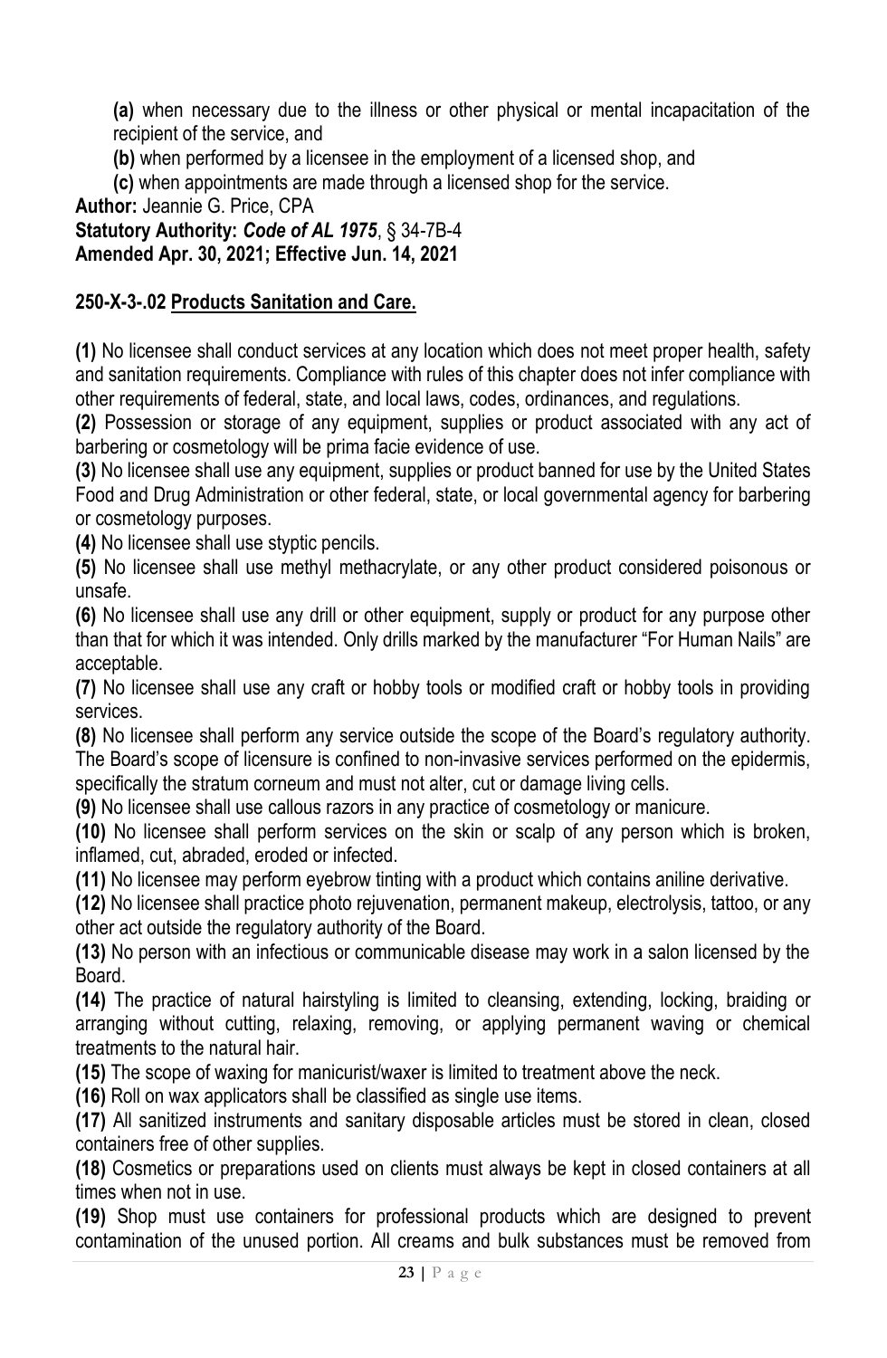**(a)** when necessary due to the illness or other physical or mental incapacitation of the recipient of the service, and

**(b)** when performed by a licensee in the employment of a licensed shop, and

**(c)** when appointments are made through a licensed shop for the service.

**Author:** Jeannie G. Price, CPA
**Statutory Authority:** ***Code of AL 1975***, § 34-7B-4
**Amended Apr. 30, 2021; Effective Jun. 14, 2021**

**250-X-3-.02 Products Sanitation and Care.**

**(1)** No licensee shall conduct services at any location which does not meet proper health, safety and sanitation requirements. Compliance with rules of this chapter does not infer compliance with other requirements of federal, state, and local laws, codes, ordinances, and regulations.

**(2)** Possession or storage of any equipment, supplies or product associated with any act of barbering or cosmetology will be prima facie evidence of use.

**(3)** No licensee shall use any equipment, supplies or product banned for use by the United States Food and Drug Administration or other federal, state, or local governmental agency for barbering or cosmetology purposes.

**(4)** No licensee shall use styptic pencils.

**(5)** No licensee shall use methyl methacrylate, or any other product considered poisonous or unsafe.

**(6)** No licensee shall use any drill or other equipment, supply or product for any purpose other than that for which it was intended. Only drills marked by the manufacturer "For Human Nails" are acceptable.

**(7)** No licensee shall use any craft or hobby tools or modified craft or hobby tools in providing services.

**(8)** No licensee shall perform any service outside the scope of the Board's regulatory authority. The Board's scope of licensure is confined to non-invasive services performed on the epidermis, specifically the stratum corneum and must not alter, cut or damage living cells.

**(9)** No licensee shall use callous razors in any practice of cosmetology or manicure.

**(10)** No licensee shall perform services on the skin or scalp of any person which is broken, inflamed, cut, abraded, eroded or infected.

**(11)** No licensee may perform eyebrow tinting with a product which contains aniline derivative.

**(12)** No licensee shall practice photo rejuvenation, permanent makeup, electrolysis, tattoo, or any other act outside the regulatory authority of the Board.

**(13)** No person with an infectious or communicable disease may work in a salon licensed by the Board.

**(14)** The practice of natural hairstyling is limited to cleansing, extending, locking, braiding or arranging without cutting, relaxing, removing, or applying permanent waving or chemical treatments to the natural hair.

**(15)** The scope of waxing for manicurist/waxer is limited to treatment above the neck.

**(16)** Roll on wax applicators shall be classified as single use items.

**(17)** All sanitized instruments and sanitary disposable articles must be stored in clean, closed containers free of other supplies.

**(18)** Cosmetics or preparations used on clients must always be kept in closed containers at all times when not in use.

**(19)** Shop must use containers for professional products which are designed to prevent contamination of the unused portion. All creams and bulk substances must be removed from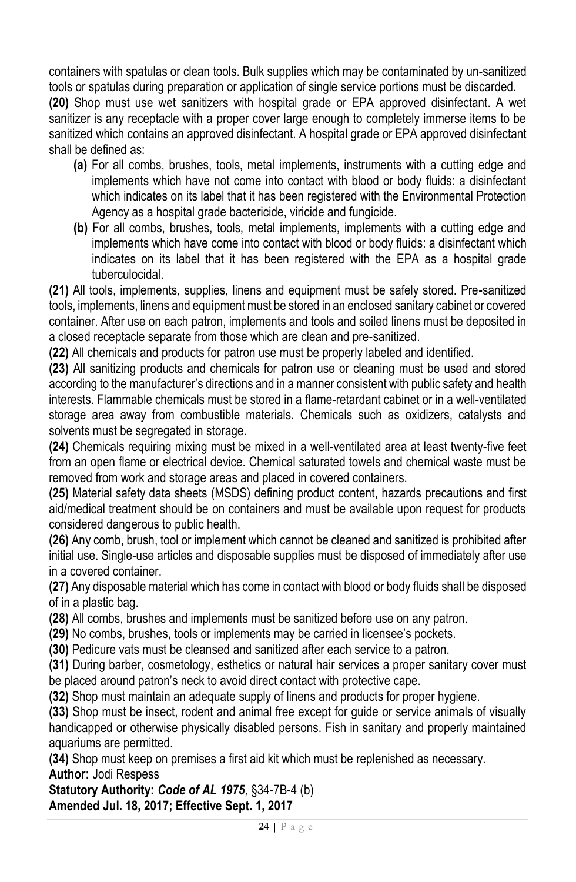containers with spatulas or clean tools. Bulk supplies which may be contaminated by un-sanitized tools or spatulas during preparation or application of single service portions must be discarded.

**(20)** Shop must use wet sanitizers with hospital grade or EPA approved disinfectant. A wet sanitizer is any receptacle with a proper cover large enough to completely immerse items to be sanitized which contains an approved disinfectant. A hospital grade or EPA approved disinfectant shall be defined as:

- **(a)** For all combs, brushes, tools, metal implements, instruments with a cutting edge and implements which have not come into contact with blood or body fluids: a disinfectant which indicates on its label that it has been registered with the Environmental Protection Agency as a hospital grade bactericide, viricide and fungicide.
- **(b)** For all combs, brushes, tools, metal implements, implements with a cutting edge and implements which have come into contact with blood or body fluids: a disinfectant which indicates on its label that it has been registered with the EPA as a hospital grade tuberculocidal.

**(21)** All tools, implements, supplies, linens and equipment must be safely stored. Pre-sanitized tools, implements, linens and equipment must be stored in an enclosed sanitary cabinet or covered container. After use on each patron, implements and tools and soiled linens must be deposited in a closed receptacle separate from those which are clean and pre-sanitized.

**(22)** All chemicals and products for patron use must be properly labeled and identified.

**(23)** All sanitizing products and chemicals for patron use or cleaning must be used and stored according to the manufacturer's directions and in a manner consistent with public safety and health interests. Flammable chemicals must be stored in a flame-retardant cabinet or in a well-ventilated storage area away from combustible materials. Chemicals such as oxidizers, catalysts and solvents must be segregated in storage.

**(24)** Chemicals requiring mixing must be mixed in a well-ventilated area at least twenty-five feet from an open flame or electrical device. Chemical saturated towels and chemical waste must be removed from work and storage areas and placed in covered containers.

**(25)** Material safety data sheets (MSDS) defining product content, hazards precautions and first aid/medical treatment should be on containers and must be available upon request for products considered dangerous to public health.

**(26)** Any comb, brush, tool or implement which cannot be cleaned and sanitized is prohibited after initial use. Single-use articles and disposable supplies must be disposed of immediately after use in a covered container.

**(27)** Any disposable material which has come in contact with blood or body fluids shall be disposed of in a plastic bag.

**(28)** All combs, brushes and implements must be sanitized before use on any patron.

**(29)** No combs, brushes, tools or implements may be carried in licensee's pockets.

**(30)** Pedicure vats must be cleansed and sanitized after each service to a patron.

**(31)** During barber, cosmetology, esthetics or natural hair services a proper sanitary cover must be placed around patron's neck to avoid direct contact with protective cape.

**(32)** Shop must maintain an adequate supply of linens and products for proper hygiene.

**(33)** Shop must be insect, rodent and animal free except for guide or service animals of visually handicapped or otherwise physically disabled persons. Fish in sanitary and properly maintained aquariums are permitted.

**(34)** Shop must keep on premises a first aid kit which must be replenished as necessary.

**Author:** Jodi Respess

**Statutory Authority:** ***Code of AL 1975***, §34-7B-4 (b)

**Amended Jul. 18, 2017; Effective Sept. 1, 2017**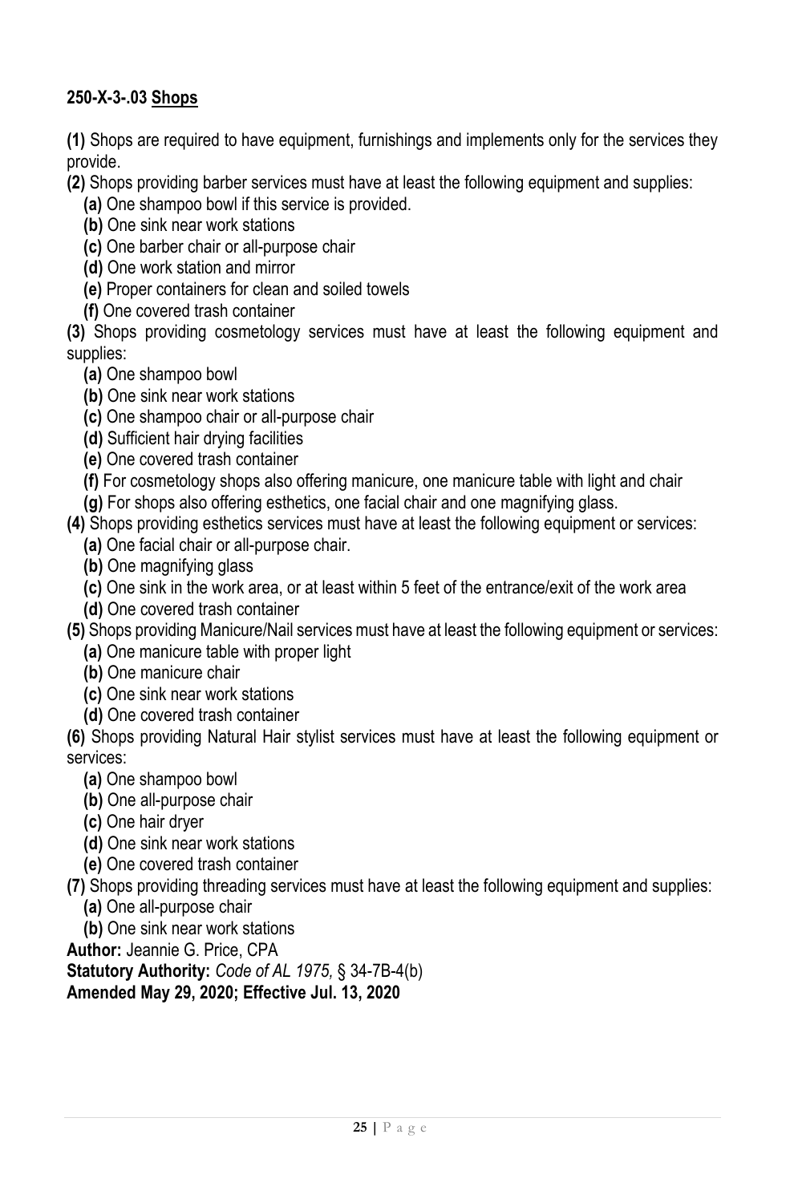**250-X-3-.03 Shops**

**(1)** Shops are required to have equipment, furnishings and implements only for the services they provide.

**(2)** Shops providing barber services must have at least the following equipment and supplies:

- **(a)** One shampoo bowl if this service is provided.
- **(b)** One sink near work stations
- **(c)** One barber chair or all-purpose chair
- **(d)** One work station and mirror
- **(e)** Proper containers for clean and soiled towels
- **(f)** One covered trash container

**(3)** Shops providing cosmetology services must have at least the following equipment and supplies:

- **(a)** One shampoo bowl
- **(b)** One sink near work stations
- **(c)** One shampoo chair or all-purpose chair
- **(d)** Sufficient hair drying facilities
- **(e)** One covered trash container
- **(f)** For cosmetology shops also offering manicure, one manicure table with light and chair
- **(g)** For shops also offering esthetics, one facial chair and one magnifying glass.

**(4)** Shops providing esthetics services must have at least the following equipment or services:

- **(a)** One facial chair or all-purpose chair.
- **(b)** One magnifying glass
- **(c)** One sink in the work area, or at least within 5 feet of the entrance/exit of the work area
- **(d)** One covered trash container

**(5)** Shops providing Manicure/Nail services must have at least the following equipment or services:

- **(a)** One manicure table with proper light
- **(b)** One manicure chair
- **(c)** One sink near work stations
- **(d)** One covered trash container

**(6)** Shops providing Natural Hair stylist services must have at least the following equipment or services:

- **(a)** One shampoo bowl
- **(b)** One all-purpose chair
- **(c)** One hair dryer
- **(d)** One sink near work stations
- **(e)** One covered trash container

**(7)** Shops providing threading services must have at least the following equipment and supplies:

- **(a)** One all-purpose chair
- **(b)** One sink near work stations

**Author:** Jeannie G. Price, CPA

**Statutory Authority:** *Code of AL 1975,* § 34-7B-4(b)

**Amended May 29, 2020; Effective Jul. 13, 2020**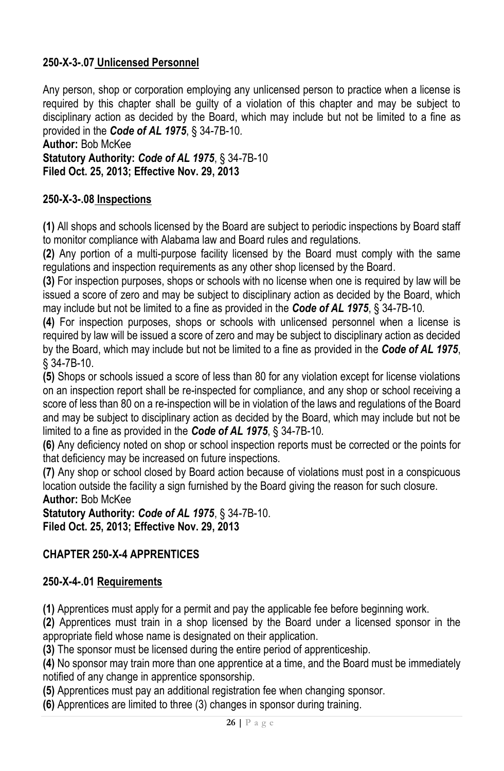### 250-X-3-.07 Unlicensed Personnel

Any person, shop or corporation employing any unlicensed person to practice when a license is required by this chapter shall be guilty of a violation of this chapter and may be subject to disciplinary action as decided by the Board, which may include but not be limited to a fine as provided in the ***Code of AL 1975***, § 34-7B-10.

**Author:** Bob McKee
**Statutory Authority:** ***Code of AL 1975***, § 34-7B-10
**Filed Oct. 25, 2013; Effective Nov. 29, 2013**

### 250-X-3-.08 Inspections

**(1)** All shops and schools licensed by the Board are subject to periodic inspections by Board staff to monitor compliance with Alabama law and Board rules and regulations.

**(2)** Any portion of a multi-purpose facility licensed by the Board must comply with the same regulations and inspection requirements as any other shop licensed by the Board.

**(3)** For inspection purposes, shops or schools with no license when one is required by law will be issued a score of zero and may be subject to disciplinary action as decided by the Board, which may include but not be limited to a fine as provided in the ***Code of AL 1975***, § 34-7B-10.

**(4)** For inspection purposes, shops or schools with unlicensed personnel when a license is required by law will be issued a score of zero and may be subject to disciplinary action as decided by the Board, which may include but not be limited to a fine as provided in the ***Code of AL 1975***, § 34-7B-10.

**(5)** Shops or schools issued a score of less than 80 for any violation except for license violations on an inspection report shall be re-inspected for compliance, and any shop or school receiving a score of less than 80 on a re-inspection will be in violation of the laws and regulations of the Board and may be subject to disciplinary action as decided by the Board, which may include but not be limited to a fine as provided in the ***Code of AL 1975***, § 34-7B-10.

**(6)** Any deficiency noted on shop or school inspection reports must be corrected or the points for that deficiency may be increased on future inspections.

**(7)** Any shop or school closed by Board action because of violations must post in a conspicuous location outside the facility a sign furnished by the Board giving the reason for such closure.

**Author:** Bob McKee
**Statutory Authority:** ***Code of AL 1975***, § 34-7B-10.
**Filed Oct. 25, 2013; Effective Nov. 29, 2013**

## CHAPTER 250-X-4 APPRENTICES

### 250-X-4-.01 Requirements

**(1)** Apprentices must apply for a permit and pay the applicable fee before beginning work.

**(2)** Apprentices must train in a shop licensed by the Board under a licensed sponsor in the appropriate field whose name is designated on their application.

**(3)** The sponsor must be licensed during the entire period of apprenticeship.

**(4)** No sponsor may train more than one apprentice at a time, and the Board must be immediately notified of any change in apprentice sponsorship.

**(5)** Apprentices must pay an additional registration fee when changing sponsor.

**(6)** Apprentices are limited to three (3) changes in sponsor during training.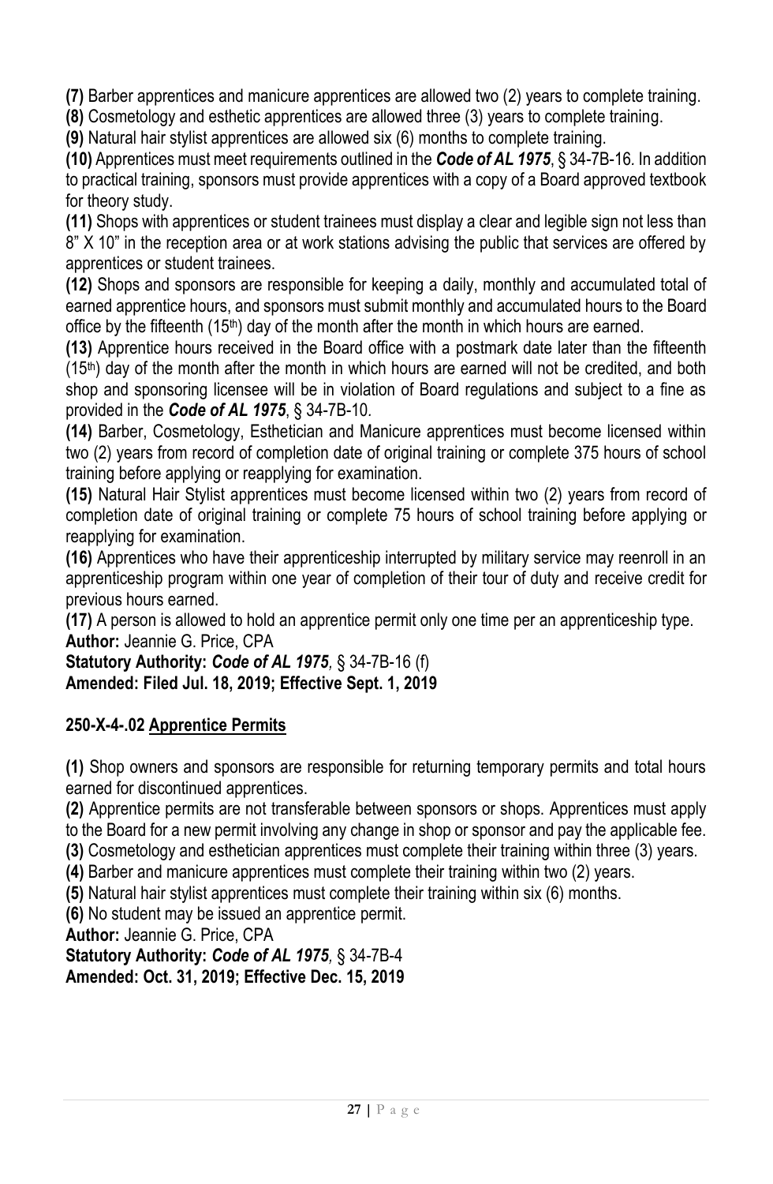**(7)** Barber apprentices and manicure apprentices are allowed two (2) years to complete training.

**(8)** Cosmetology and esthetic apprentices are allowed three (3) years to complete training.

**(9)** Natural hair stylist apprentices are allowed six (6) months to complete training.

**(10)** Apprentices must meet requirements outlined in the ***Code of AL 1975***, § 34-7B-16. In addition to practical training, sponsors must provide apprentices with a copy of a Board approved textbook for theory study.

**(11)** Shops with apprentices or student trainees must display a clear and legible sign not less than 8" X 10" in the reception area or at work stations advising the public that services are offered by apprentices or student trainees.

**(12)** Shops and sponsors are responsible for keeping a daily, monthly and accumulated total of earned apprentice hours, and sponsors must submit monthly and accumulated hours to the Board office by the fifteenth (15th) day of the month after the month in which hours are earned.

**(13)** Apprentice hours received in the Board office with a postmark date later than the fifteenth (15th) day of the month after the month in which hours are earned will not be credited, and both shop and sponsoring licensee will be in violation of Board regulations and subject to a fine as provided in the ***Code of AL 1975***, § 34-7B-10.

**(14)** Barber, Cosmetology, Esthetician and Manicure apprentices must become licensed within two (2) years from record of completion date of original training or complete 375 hours of school training before applying or reapplying for examination.

**(15)** Natural Hair Stylist apprentices must become licensed within two (2) years from record of completion date of original training or complete 75 hours of school training before applying or reapplying for examination.

**(16)** Apprentices who have their apprenticeship interrupted by military service may reenroll in an apprenticeship program within one year of completion of their tour of duty and receive credit for previous hours earned.

**(17)** A person is allowed to hold an apprentice permit only one time per an apprenticeship type.

**Author:** Jeannie G. Price, CPA

**Statutory Authority:** ***Code of AL 1975***, § 34-7B-16 (f)

**Amended: Filed Jul. 18, 2019; Effective Sept. 1, 2019**

## 250-X-4-.02 Apprentice Permits

**(1)** Shop owners and sponsors are responsible for returning temporary permits and total hours earned for discontinued apprentices.

**(2)** Apprentice permits are not transferable between sponsors or shops. Apprentices must apply to the Board for a new permit involving any change in shop or sponsor and pay the applicable fee.

**(3)** Cosmetology and esthetician apprentices must complete their training within three (3) years.

**(4)** Barber and manicure apprentices must complete their training within two (2) years.

**(5)** Natural hair stylist apprentices must complete their training within six (6) months.

**(6)** No student may be issued an apprentice permit.

**Author:** Jeannie G. Price, CPA

**Statutory Authority:** ***Code of AL 1975***, § 34-7B-4

**Amended: Oct. 31, 2019; Effective Dec. 15, 2019**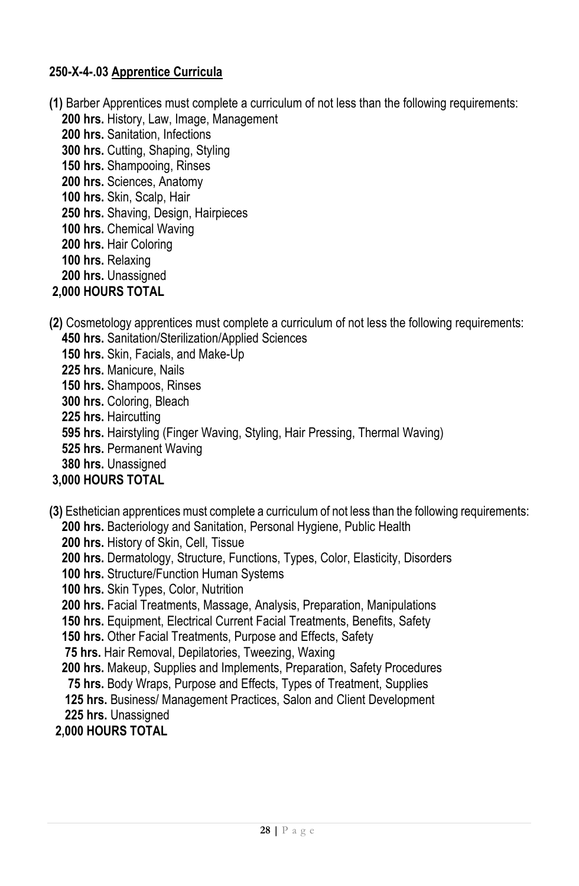**250-X-4-.03 Apprentice Curricula**

**(1)** Barber Apprentices must complete a curriculum of not less than the following requirements:

**200 hrs.** History, Law, Image, Management
**200 hrs.** Sanitation, Infections
**300 hrs.** Cutting, Shaping, Styling
**150 hrs.** Shampooing, Rinses
**200 hrs.** Sciences, Anatomy
**100 hrs.** Skin, Scalp, Hair
**250 hrs.** Shaving, Design, Hairpieces
**100 hrs.** Chemical Waving
**200 hrs.** Hair Coloring
**100 hrs.** Relaxing
**200 hrs.** Unassigned
**2,000 HOURS TOTAL**

**(2)** Cosmetology apprentices must complete a curriculum of not less the following requirements:

**450 hrs.** Sanitation/Sterilization/Applied Sciences
**150 hrs.** Skin, Facials, and Make-Up
**225 hrs.** Manicure, Nails
**150 hrs.** Shampoos, Rinses
**300 hrs.** Coloring, Bleach
**225 hrs.** Haircutting
**595 hrs.** Hairstyling (Finger Waving, Styling, Hair Pressing, Thermal Waving)
**525 hrs.** Permanent Waving
**380 hrs.** Unassigned
**3,000 HOURS TOTAL**

**(3)** Esthetician apprentices must complete a curriculum of not less than the following requirements:

**200 hrs.** Bacteriology and Sanitation, Personal Hygiene, Public Health
**200 hrs.** History of Skin, Cell, Tissue
**200 hrs.** Dermatology, Structure, Functions, Types, Color, Elasticity, Disorders
**100 hrs.** Structure/Function Human Systems
**100 hrs.** Skin Types, Color, Nutrition
**200 hrs.** Facial Treatments, Massage, Analysis, Preparation, Manipulations
**150 hrs.** Equipment, Electrical Current Facial Treatments, Benefits, Safety
**150 hrs.** Other Facial Treatments, Purpose and Effects, Safety
**75 hrs.** Hair Removal, Depilatories, Tweezing, Waxing
**200 hrs.** Makeup, Supplies and Implements, Preparation, Safety Procedures
**75 hrs.** Body Wraps, Purpose and Effects, Types of Treatment, Supplies
**125 hrs.** Business/ Management Practices, Salon and Client Development
**225 hrs.** Unassigned
**2,000 HOURS TOTAL**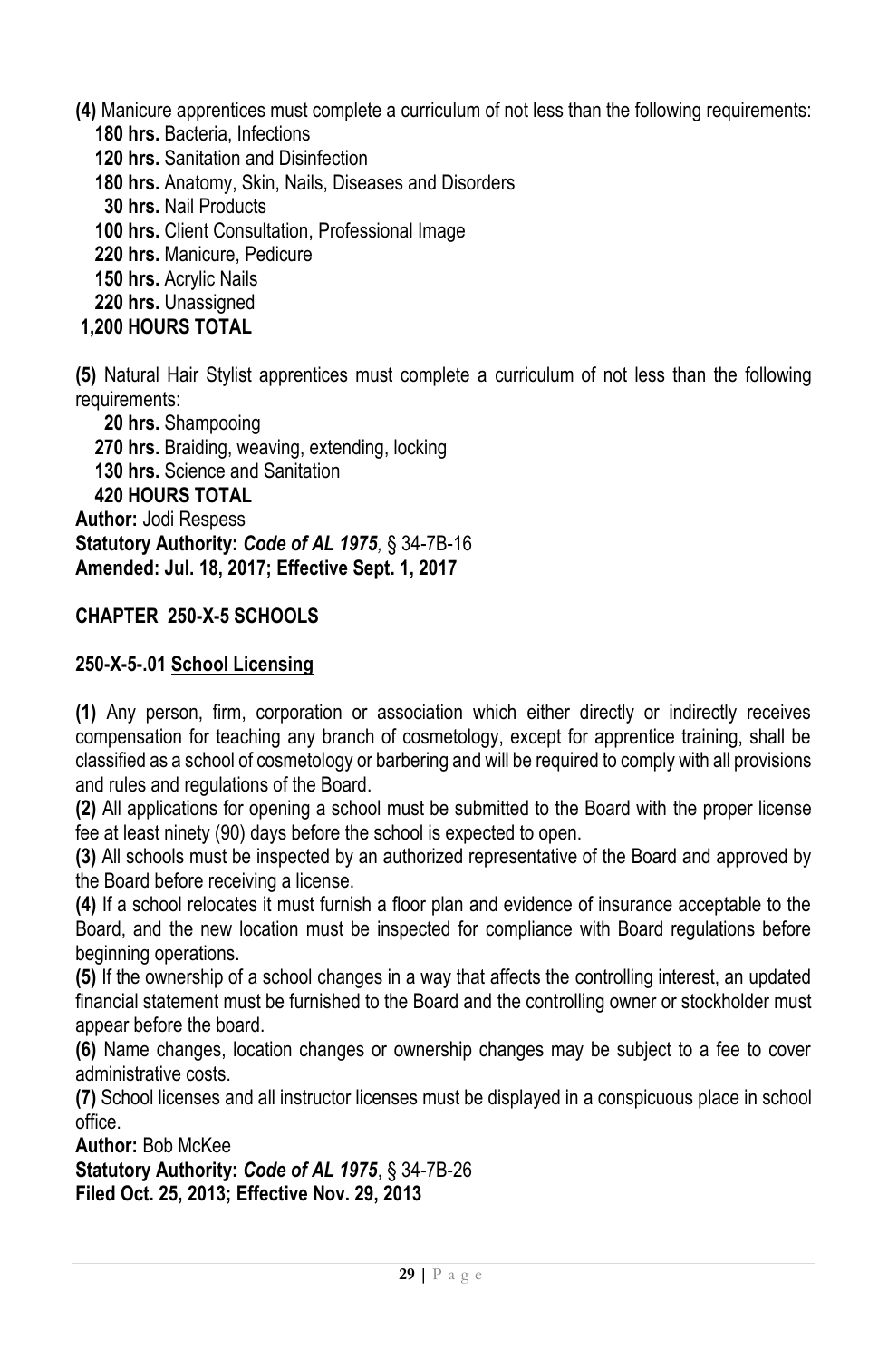**(4)** Manicure apprentices must complete a curriculum of not less than the following requirements:

**180 hrs.** Bacteria, Infections
**120 hrs.** Sanitation and Disinfection
**180 hrs.** Anatomy, Skin, Nails, Diseases and Disorders
**30 hrs.** Nail Products
**100 hrs.** Client Consultation, Professional Image
**220 hrs.** Manicure, Pedicure
**150 hrs.** Acrylic Nails
**220 hrs.** Unassigned
**1,200 HOURS TOTAL**

**(5)** Natural Hair Stylist apprentices must complete a curriculum of not less than the following requirements:

**20 hrs.** Shampooing
**270 hrs.** Braiding, weaving, extending, locking
**130 hrs.** Science and Sanitation
**420 HOURS TOTAL**

**Author:** Jodi Respess
**Statutory Authority:** ***Code of AL 1975**,* § 34-7B-16
**Amended: Jul. 18, 2017; Effective Sept. 1, 2017**

## CHAPTER 250-X-5 SCHOOLS

### 250-X-5-.01 School Licensing

**(1)** Any person, firm, corporation or association which either directly or indirectly receives compensation for teaching any branch of cosmetology, except for apprentice training, shall be classified as a school of cosmetology or barbering and will be required to comply with all provisions and rules and regulations of the Board.
**(2)** All applications for opening a school must be submitted to the Board with the proper license fee at least ninety (90) days before the school is expected to open.
**(3)** All schools must be inspected by an authorized representative of the Board and approved by the Board before receiving a license.
**(4)** If a school relocates it must furnish a floor plan and evidence of insurance acceptable to the Board, and the new location must be inspected for compliance with Board regulations before beginning operations.
**(5)** If the ownership of a school changes in a way that affects the controlling interest, an updated financial statement must be furnished to the Board and the controlling owner or stockholder must appear before the board.
**(6)** Name changes, location changes or ownership changes may be subject to a fee to cover administrative costs.
**(7)** School licenses and all instructor licenses must be displayed in a conspicuous place in school office.

**Author:** Bob McKee
**Statutory Authority:** ***Code of AL 1975***, § 34-7B-26
**Filed Oct. 25, 2013; Effective Nov. 29, 2013**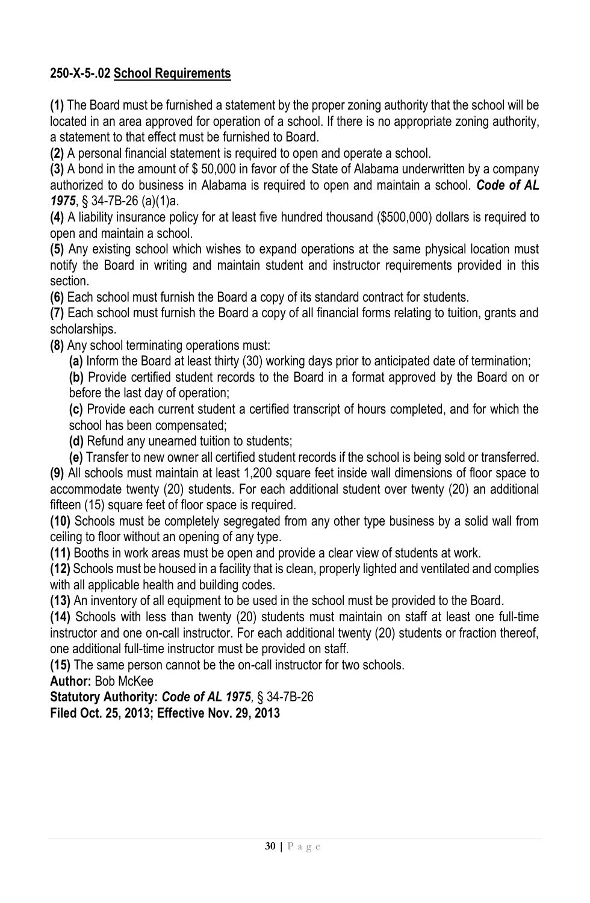**250-X-5-.02 <u>School Requirements</u>**

**(1)** The Board must be furnished a statement by the proper zoning authority that the school will be located in an area approved for operation of a school. If there is no appropriate zoning authority, a statement to that effect must be furnished to Board.

**(2)** A personal financial statement is required to open and operate a school.

**(3)** A bond in the amount of $ 50,000 in favor of the State of Alabama underwritten by a company authorized to do business in Alabama is required to open and maintain a school. ***Code of AL 1975***, § 34-7B-26 (a)(1)a.

**(4)** A liability insurance policy for at least five hundred thousand ($500,000) dollars is required to open and maintain a school.

**(5)** Any existing school which wishes to expand operations at the same physical location must notify the Board in writing and maintain student and instructor requirements provided in this section.

**(6)** Each school must furnish the Board a copy of its standard contract for students.

**(7)** Each school must furnish the Board a copy of all financial forms relating to tuition, grants and scholarships.

**(8)** Any school terminating operations must:

- **(a)** Inform the Board at least thirty (30) working days prior to anticipated date of termination;
- **(b)** Provide certified student records to the Board in a format approved by the Board on or before the last day of operation;
- **(c)** Provide each current student a certified transcript of hours completed, and for which the school has been compensated;
- **(d)** Refund any unearned tuition to students;
- **(e)** Transfer to new owner all certified student records if the school is being sold or transferred.

**(9)** All schools must maintain at least 1,200 square feet inside wall dimensions of floor space to accommodate twenty (20) students. For each additional student over twenty (20) an additional fifteen (15) square feet of floor space is required.

**(10)** Schools must be completely segregated from any other type business by a solid wall from ceiling to floor without an opening of any type.

**(11)** Booths in work areas must be open and provide a clear view of students at work.

**(12)** Schools must be housed in a facility that is clean, properly lighted and ventilated and complies with all applicable health and building codes.

**(13)** An inventory of all equipment to be used in the school must be provided to the Board.

**(14)** Schools with less than twenty (20) students must maintain on staff at least one full-time instructor and one on-call instructor. For each additional twenty (20) students or fraction thereof, one additional full-time instructor must be provided on staff.

**(15)** The same person cannot be the on-call instructor for two schools.

**Author:** Bob McKee

**Statutory Authority:** ***Code of AL 1975***, § 34-7B-26

**Filed Oct. 25, 2013; Effective Nov. 29, 2013**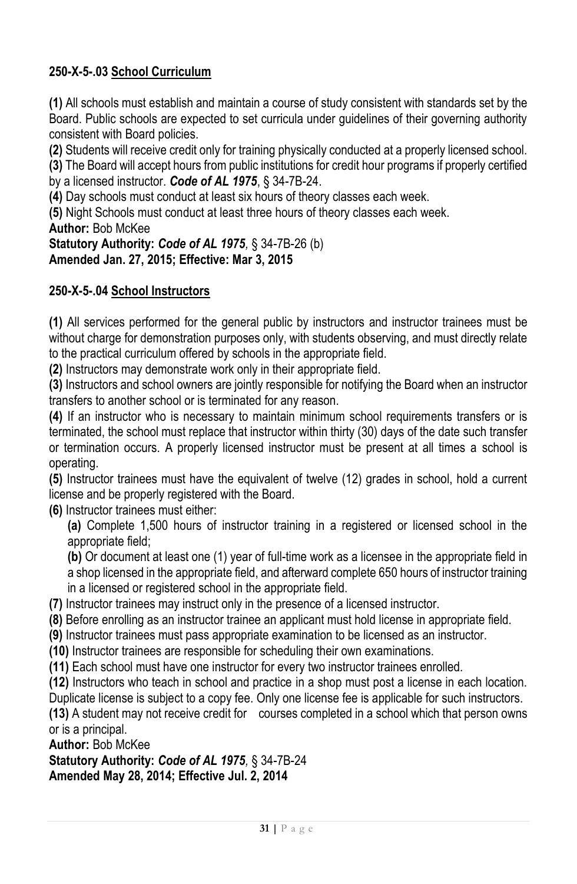**250-X-5-.03 School Curriculum**

**(1)** All schools must establish and maintain a course of study consistent with standards set by the Board. Public schools are expected to set curricula under guidelines of their governing authority consistent with Board policies.

**(2)** Students will receive credit only for training physically conducted at a properly licensed school.

**(3)** The Board will accept hours from public institutions for credit hour programs if properly certified by a licensed instructor. ***Code of AL 1975***, § 34-7B-24.

**(4)** Day schools must conduct at least six hours of theory classes each week.

**(5)** Night Schools must conduct at least three hours of theory classes each week.

**Author:** Bob McKee

**Statutory Authority:** ***Code of AL 1975***, § 34-7B-26 (b)

**Amended Jan. 27, 2015; Effective: Mar 3, 2015**

**250-X-5-.04 School Instructors**

**(1)** All services performed for the general public by instructors and instructor trainees must be without charge for demonstration purposes only, with students observing, and must directly relate to the practical curriculum offered by schools in the appropriate field.

**(2)** Instructors may demonstrate work only in their appropriate field.

**(3)** Instructors and school owners are jointly responsible for notifying the Board when an instructor transfers to another school or is terminated for any reason.

**(4)** If an instructor who is necessary to maintain minimum school requirements transfers or is terminated, the school must replace that instructor within thirty (30) days of the date such transfer or termination occurs. A properly licensed instructor must be present at all times a school is operating.

**(5)** Instructor trainees must have the equivalent of twelve (12) grades in school, hold a current license and be properly registered with the Board.

**(6)** Instructor trainees must either:

> **(a)** Complete 1,500 hours of instructor training in a registered or licensed school in the appropriate field;
>
> **(b)** Or document at least one (1) year of full-time work as a licensee in the appropriate field in a shop licensed in the appropriate field, and afterward complete 650 hours of instructor training in a licensed or registered school in the appropriate field.

**(7)** Instructor trainees may instruct only in the presence of a licensed instructor.

**(8)** Before enrolling as an instructor trainee an applicant must hold license in appropriate field.

**(9)** Instructor trainees must pass appropriate examination to be licensed as an instructor.

**(10)** Instructor trainees are responsible for scheduling their own examinations.

**(11)** Each school must have one instructor for every two instructor trainees enrolled.

**(12)** Instructors who teach in school and practice in a shop must post a license in each location. Duplicate license is subject to a copy fee. Only one license fee is applicable for such instructors.

**(13)** A student may not receive credit for courses completed in a school which that person owns or is a principal.

**Author:** Bob McKee

**Statutory Authority:** ***Code of AL 1975***, § 34-7B-24

**Amended May 28, 2014; Effective Jul. 2, 2014**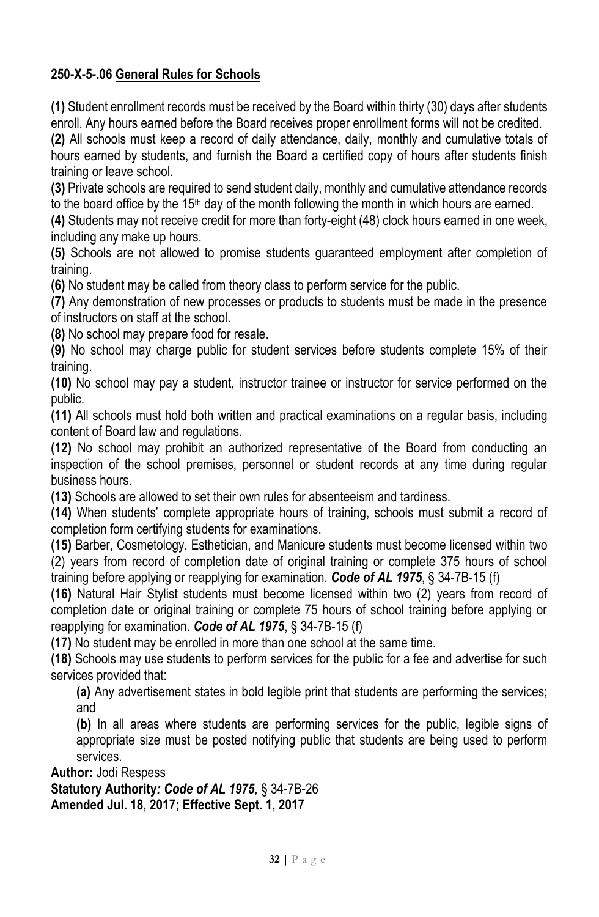**250-X-5-.06 General Rules for Schools**

**(1)** Student enrollment records must be received by the Board within thirty (30) days after students enroll. Any hours earned before the Board receives proper enrollment forms will not be credited.

**(2)** All schools must keep a record of daily attendance, daily, monthly and cumulative totals of hours earned by students, and furnish the Board a certified copy of hours after students finish training or leave school.

**(3)** Private schools are required to send student daily, monthly and cumulative attendance records to the board office by the 15th day of the month following the month in which hours are earned.

**(4)** Students may not receive credit for more than forty-eight (48) clock hours earned in one week, including any make up hours.

**(5)** Schools are not allowed to promise students guaranteed employment after completion of training.

**(6)** No student may be called from theory class to perform service for the public.

**(7)** Any demonstration of new processes or products to students must be made in the presence of instructors on staff at the school.

**(8)** No school may prepare food for resale.

**(9)** No school may charge public for student services before students complete 15% of their training.

**(10)** No school may pay a student, instructor trainee or instructor for service performed on the public.

**(11)** All schools must hold both written and practical examinations on a regular basis, including content of Board law and regulations.

**(12)** No school may prohibit an authorized representative of the Board from conducting an inspection of the school premises, personnel or student records at any time during regular business hours.

**(13)** Schools are allowed to set their own rules for absenteeism and tardiness.

**(14)** When students' complete appropriate hours of training, schools must submit a record of completion form certifying students for examinations.

**(15)** Barber, Cosmetology, Esthetician, and Manicure students must become licensed within two (2) years from record of completion date of original training or complete 375 hours of school training before applying or reapplying for examination. ***Code of AL 1975***, § 34-7B-15 (f)

**(16)** Natural Hair Stylist students must become licensed within two (2) years from record of completion date or original training or complete 75 hours of school training before applying or reapplying for examination. ***Code of AL 1975***, § 34-7B-15 (f)

**(17)** No student may be enrolled in more than one school at the same time.

**(18)** Schools may use students to perform services for the public for a fee and advertise for such services provided that:

> **(a)** Any advertisement states in bold legible print that students are performing the services; and
>
> **(b)** In all areas where students are performing services for the public, legible signs of appropriate size must be posted notifying public that students are being used to perform services.

**Author:** Jodi Respess

**Statutory Authority*: Code of AL 1975*,** § 34-7B-26

**Amended Jul. 18, 2017; Effective Sept. 1, 2017**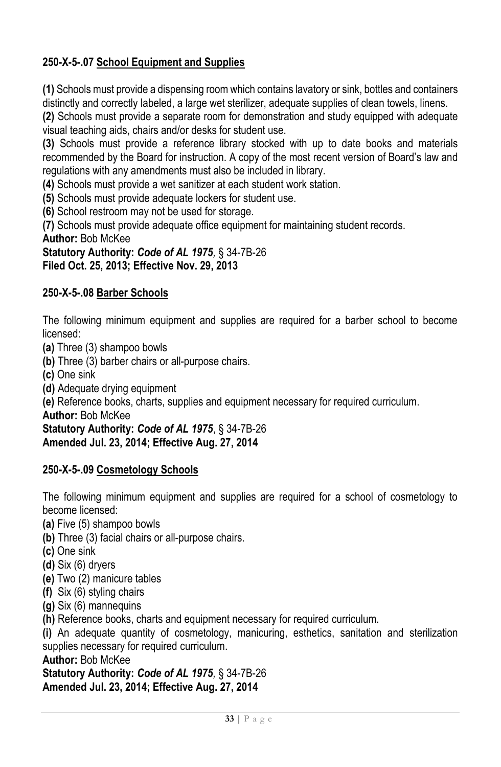**250-X-5-.07 <u>School Equipment and Supplies</u>**

**(1)** Schools must provide a dispensing room which contains lavatory or sink, bottles and containers distinctly and correctly labeled, a large wet sterilizer, adequate supplies of clean towels, linens.
**(2)** Schools must provide a separate room for demonstration and study equipped with adequate visual teaching aids, chairs and/or desks for student use.
**(3)** Schools must provide a reference library stocked with up to date books and materials recommended by the Board for instruction. A copy of the most recent version of Board's law and regulations with any amendments must also be included in library.
**(4)** Schools must provide a wet sanitizer at each student work station.
**(5)** Schools must provide adequate lockers for student use.
**(6)** School restroom may not be used for storage.
**(7)** Schools must provide adequate office equipment for maintaining student records.
**Author:** Bob McKee
**Statutory Authority:** ***Code of AL 1975***, § 34-7B-26
**Filed Oct. 25, 2013; Effective Nov. 29, 2013**

**250-X-5-.08 <u>Barber Schools</u>**

The following minimum equipment and supplies are required for a barber school to become licensed:
**(a)** Three (3) shampoo bowls
**(b)** Three (3) barber chairs or all-purpose chairs.
**(c)** One sink
**(d)** Adequate drying equipment
**(e)** Reference books, charts, supplies and equipment necessary for required curriculum.
**Author:** Bob McKee
**Statutory Authority:** ***Code of AL 1975***, § 34-7B-26
**Amended Jul. 23, 2014; Effective Aug. 27, 2014**

**250-X-5-.09 <u>Cosmetology Schools</u>**

The following minimum equipment and supplies are required for a school of cosmetology to become licensed:
**(a)** Five (5) shampoo bowls
**(b)** Three (3) facial chairs or all-purpose chairs.
**(c)** One sink
**(d)** Six (6) dryers
**(e)** Two (2) manicure tables
**(f)** Six (6) styling chairs
**(g)** Six (6) mannequins
**(h)** Reference books, charts and equipment necessary for required curriculum.
**(i)** An adequate quantity of cosmetology, manicuring, esthetics, sanitation and sterilization supplies necessary for required curriculum.
**Author:** Bob McKee
**Statutory Authority:** ***Code of AL 1975***, § 34-7B-26
**Amended Jul. 23, 2014; Effective Aug. 27, 2014**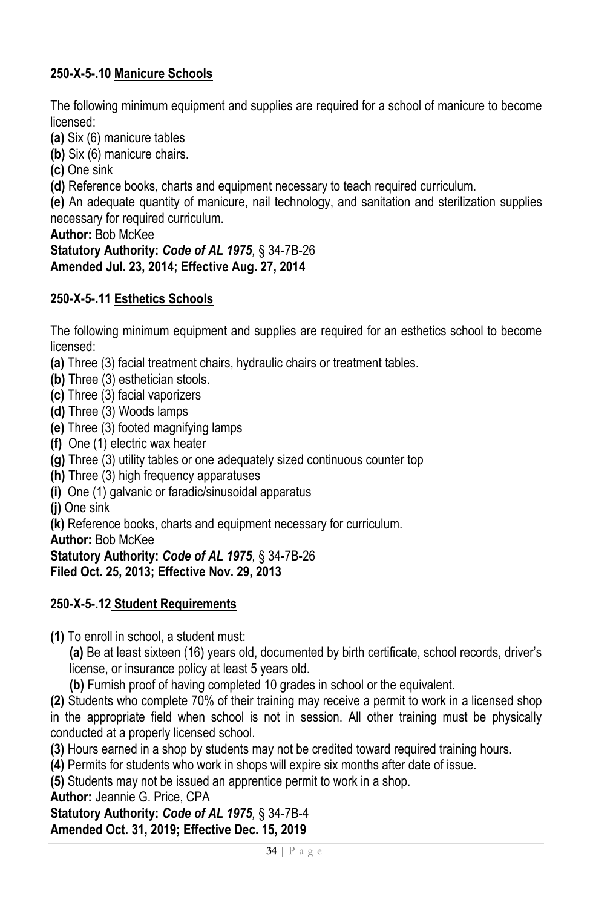### 250-X-5-.10 Manicure Schools

The following minimum equipment and supplies are required for a school of manicure to become licensed:

**(a)** Six (6) manicure tables
**(b)** Six (6) manicure chairs.
**(c)** One sink
**(d)** Reference books, charts and equipment necessary to teach required curriculum.
**(e)** An adequate quantity of manicure, nail technology, and sanitation and sterilization supplies necessary for required curriculum.

**Author:** Bob McKee
**Statutory Authority:** ***Code of AL 1975**,* § 34-7B-26
**Amended Jul. 23, 2014; Effective Aug. 27, 2014**

### 250-X-5-.11 Esthetics Schools

The following minimum equipment and supplies are required for an esthetics school to become licensed:

**(a)** Three (3) facial treatment chairs, hydraulic chairs or treatment tables.
**(b)** Three (3) esthetician stools.
**(c)** Three (3) facial vaporizers
**(d)** Three (3) Woods lamps
**(e)** Three (3) footed magnifying lamps
**(f)** One (1) electric wax heater
**(g)** Three (3) utility tables or one adequately sized continuous counter top
**(h)** Three (3) high frequency apparatuses
**(i)** One (1) galvanic or faradic/sinusoidal apparatus
**(j)** One sink
**(k)** Reference books, charts and equipment necessary for curriculum.

**Author:** Bob McKee
**Statutory Authority:** ***Code of AL 1975**,* § 34-7B-26
**Filed Oct. 25, 2013; Effective Nov. 29, 2013**

### 250-X-5-.12 Student Requirements

**(1)** To enroll in school, a student must:

**(a)** Be at least sixteen (16) years old, documented by birth certificate, school records, driver's license, or insurance policy at least 5 years old.

**(b)** Furnish proof of having completed 10 grades in school or the equivalent.

**(2)** Students who complete 70% of their training may receive a permit to work in a licensed shop in the appropriate field when school is not in session. All other training must be physically conducted at a properly licensed school.

**(3)** Hours earned in a shop by students may not be credited toward required training hours.

**(4)** Permits for students who work in shops will expire six months after date of issue.

**(5)** Students may not be issued an apprentice permit to work in a shop.

**Author:** Jeannie G. Price, CPA
**Statutory Authority:** ***Code of AL 1975**,* § 34-7B-4
**Amended Oct. 31, 2019; Effective Dec. 15, 2019**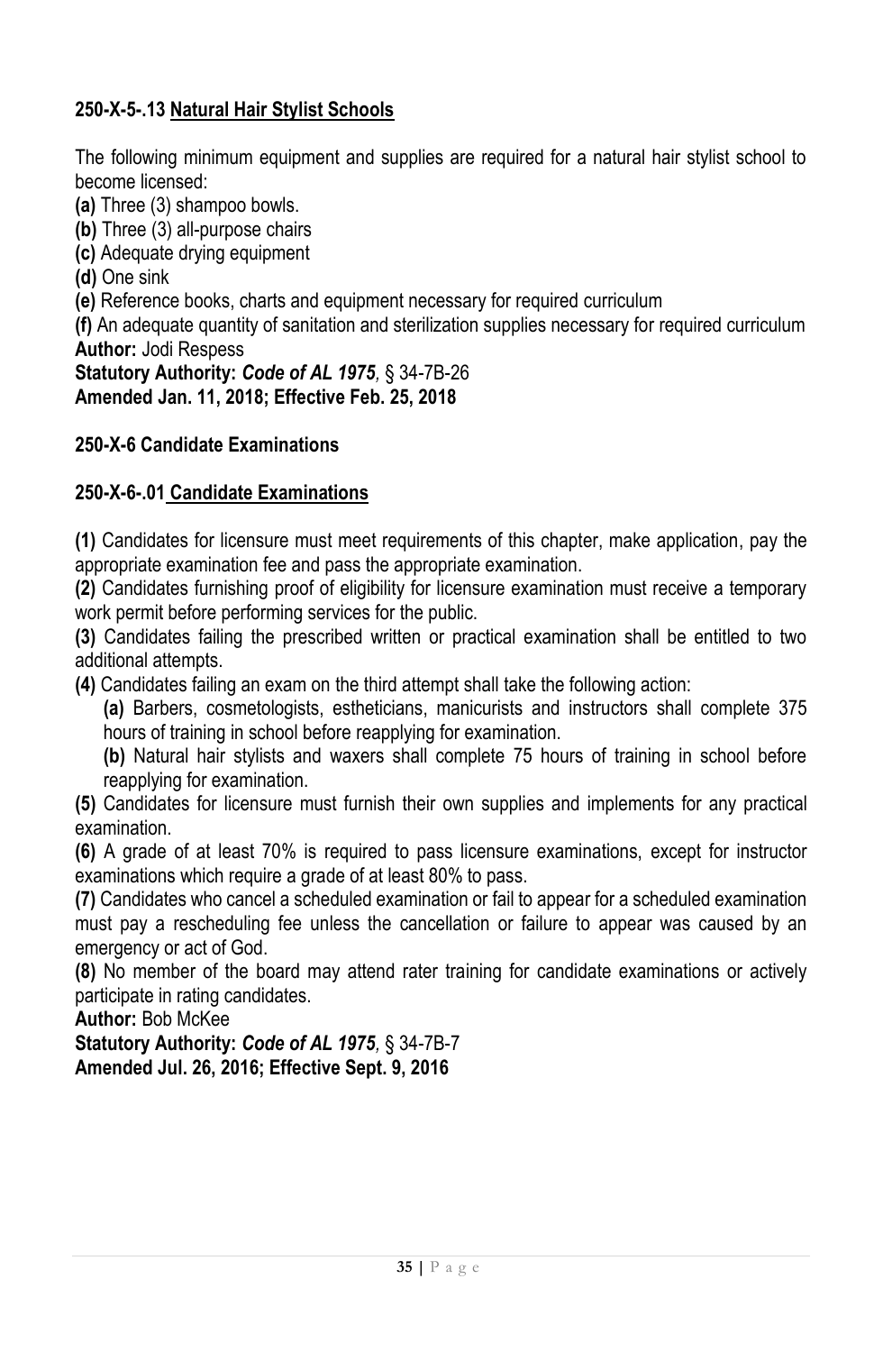**250-X-5-.13 <u>Natural Hair Stylist Schools</u>**

The following minimum equipment and supplies are required for a natural hair stylist school to become licensed:

**(a)** Three (3) shampoo bowls.
**(b)** Three (3) all-purpose chairs
**(c)** Adequate drying equipment
**(d)** One sink
**(e)** Reference books, charts and equipment necessary for required curriculum
**(f)** An adequate quantity of sanitation and sterilization supplies necessary for required curriculum

**Author:** Jodi Respess
**Statutory Authority:** ***Code of AL 1975**,* § 34-7B-26
**Amended Jan. 11, 2018; Effective Feb. 25, 2018**

## 250-X-6 Candidate Examinations

**250-X-6-.01 <u>Candidate Examinations</u>**

**(1)** Candidates for licensure must meet requirements of this chapter, make application, pay the appropriate examination fee and pass the appropriate examination.
**(2)** Candidates furnishing proof of eligibility for licensure examination must receive a temporary work permit before performing services for the public.
**(3)** Candidates failing the prescribed written or practical examination shall be entitled to two additional attempts.
**(4)** Candidates failing an exam on the third attempt shall take the following action:

- **(a)** Barbers, cosmetologists, estheticians, manicurists and instructors shall complete 375 hours of training in school before reapplying for examination.
- **(b)** Natural hair stylists and waxers shall complete 75 hours of training in school before reapplying for examination.

**(5)** Candidates for licensure must furnish their own supplies and implements for any practical examination.
**(6)** A grade of at least 70% is required to pass licensure examinations, except for instructor examinations which require a grade of at least 80% to pass.
**(7)** Candidates who cancel a scheduled examination or fail to appear for a scheduled examination must pay a rescheduling fee unless the cancellation or failure to appear was caused by an emergency or act of God.
**(8)** No member of the board may attend rater training for candidate examinations or actively participate in rating candidates.

**Author:** Bob McKee
**Statutory Authority:** ***Code of AL 1975**,* § 34-7B-7
**Amended Jul. 26, 2016; Effective Sept. 9, 2016**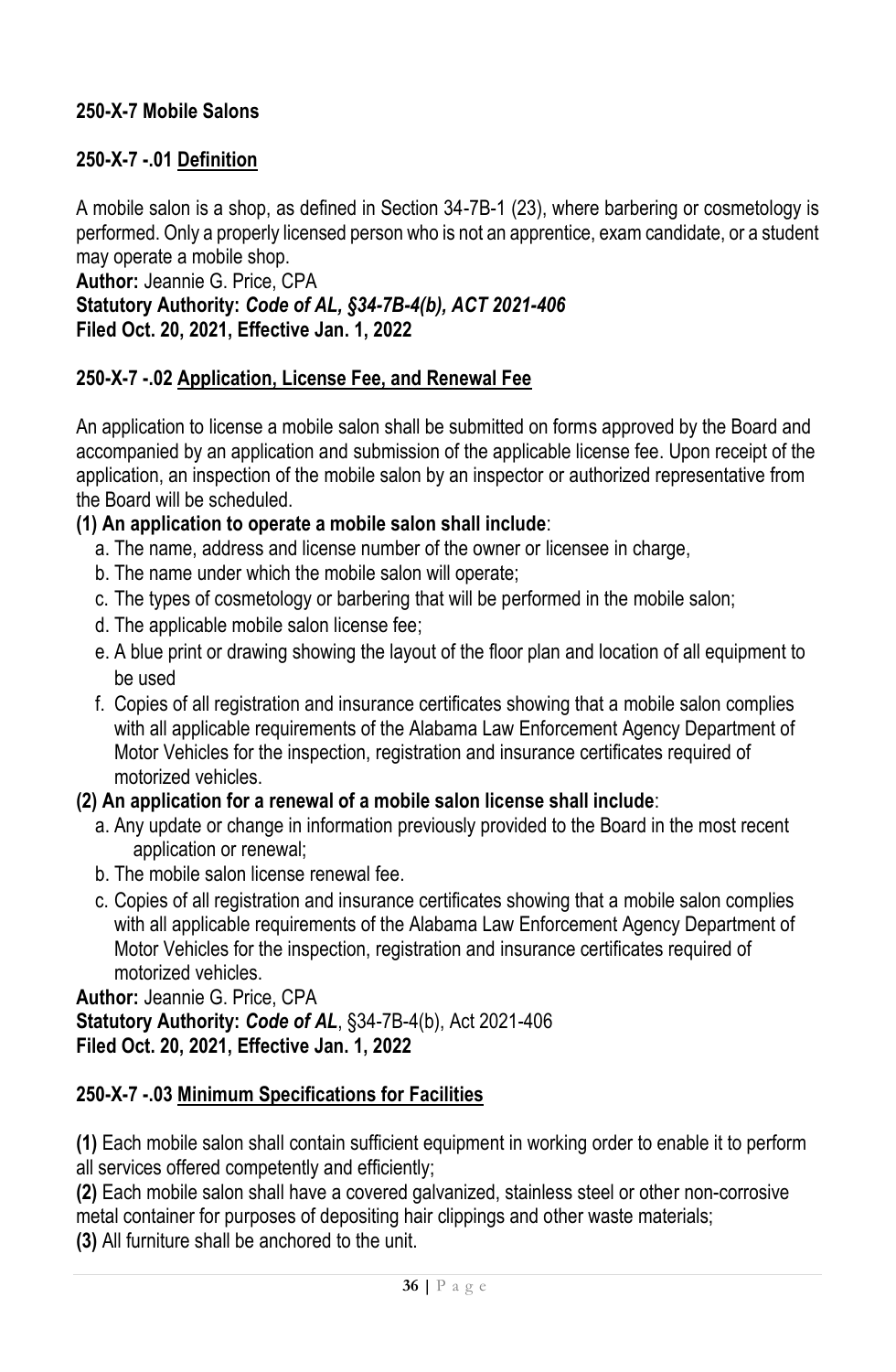## 250-X-7 Mobile Salons

### 250-X-7 -.01 <u>Definition</u>

A mobile salon is a shop, as defined in Section 34-7B-1 (23), where barbering or cosmetology is performed. Only a properly licensed person who is not an apprentice, exam candidate, or a student may operate a mobile shop.

**Author:** Jeannie G. Price, CPA

**Statutory Authority:** ***Code of AL, §34-7B-4(b), ACT 2021-406***

**Filed Oct. 20, 2021, Effective Jan. 1, 2022**

### 250-X-7 -.02 <u>Application, License Fee, and Renewal Fee</u>

An application to license a mobile salon shall be submitted on forms approved by the Board and accompanied by an application and submission of the applicable license fee. Upon receipt of the application, an inspection of the mobile salon by an inspector or authorized representative from the Board will be scheduled.

**(1) An application to operate a mobile salon shall include**:

a. The name, address and license number of the owner or licensee in charge,
b. The name under which the mobile salon will operate;
c. The types of cosmetology or barbering that will be performed in the mobile salon;
d. The applicable mobile salon license fee;
e. A blue print or drawing showing the layout of the floor plan and location of all equipment to be used
f. Copies of all registration and insurance certificates showing that a mobile salon complies with all applicable requirements of the Alabama Law Enforcement Agency Department of Motor Vehicles for the inspection, registration and insurance certificates required of motorized vehicles.

**(2) An application for a renewal of a mobile salon license shall include**:

a. Any update or change in information previously provided to the Board in the most recent application or renewal;
b. The mobile salon license renewal fee.
c. Copies of all registration and insurance certificates showing that a mobile salon complies with all applicable requirements of the Alabama Law Enforcement Agency Department of Motor Vehicles for the inspection, registration and insurance certificates required of motorized vehicles.

**Author:** Jeannie G. Price, CPA

**Statutory Authority:** ***Code of AL***, §34-7B-4(b), Act 2021-406

**Filed Oct. 20, 2021, Effective Jan. 1, 2022**

### 250-X-7 -.03 <u>Minimum Specifications for Facilities</u>

**(1)** Each mobile salon shall contain sufficient equipment in working order to enable it to perform all services offered competently and efficiently;

**(2)** Each mobile salon shall have a covered galvanized, stainless steel or other non-corrosive metal container for purposes of depositing hair clippings and other waste materials;

**(3)** All furniture shall be anchored to the unit.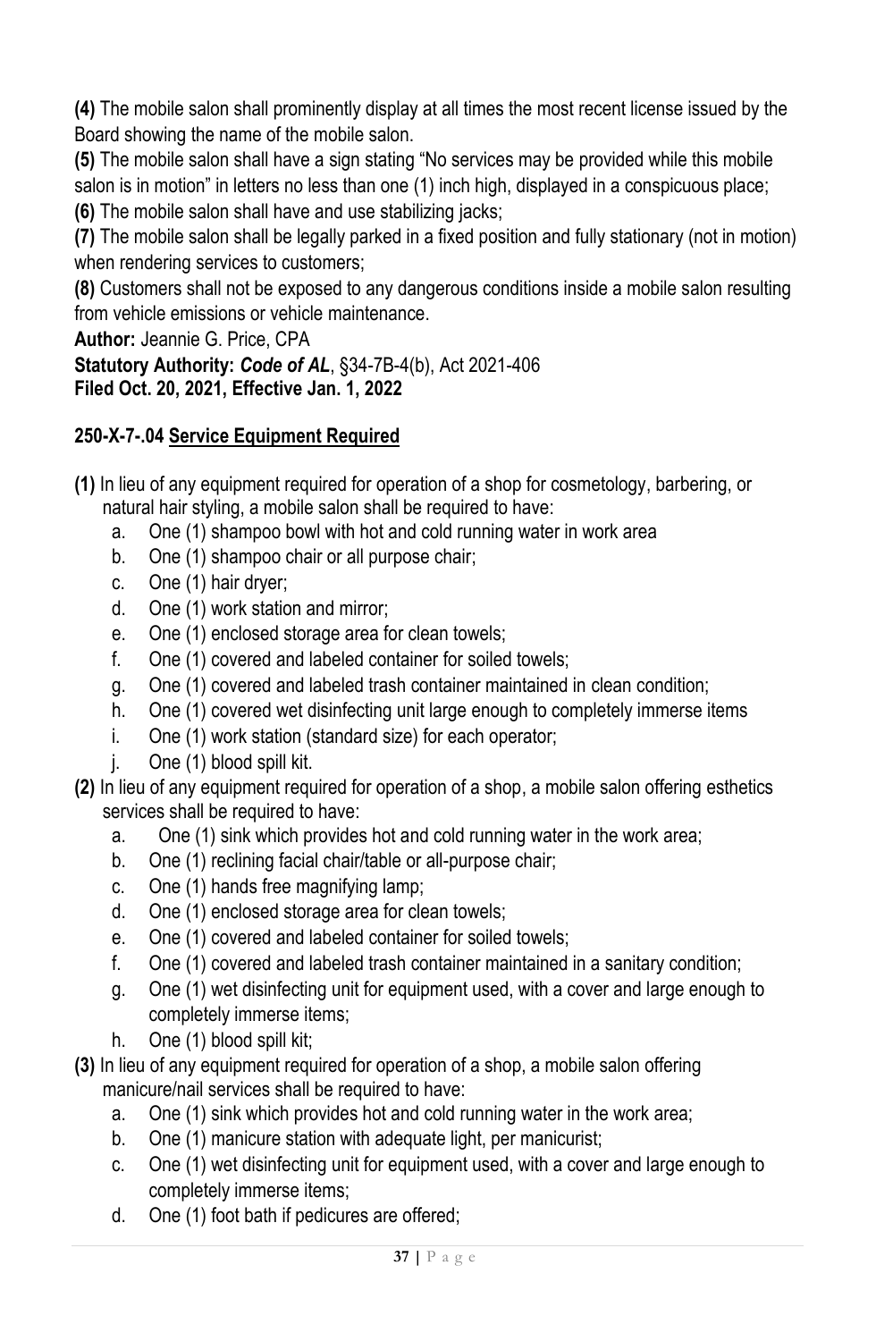**(4)** The mobile salon shall prominently display at all times the most recent license issued by the Board showing the name of the mobile salon.

**(5)** The mobile salon shall have a sign stating "No services may be provided while this mobile salon is in motion" in letters no less than one (1) inch high, displayed in a conspicuous place;

**(6)** The mobile salon shall have and use stabilizing jacks;

**(7)** The mobile salon shall be legally parked in a fixed position and fully stationary (not in motion) when rendering services to customers;

**(8)** Customers shall not be exposed to any dangerous conditions inside a mobile salon resulting from vehicle emissions or vehicle maintenance.

**Author:** Jeannie G. Price, CPA

**Statutory Authority:** ***Code of AL***, §34-7B-4(b), Act 2021-406

**Filed Oct. 20, 2021, Effective Jan. 1, 2022**

### 250-X-7-.04 Service Equipment Required

**(1)** In lieu of any equipment required for operation of a shop for cosmetology, barbering, or natural hair styling, a mobile salon shall be required to have:

a. One (1) shampoo bowl with hot and cold running water in work area
b. One (1) shampoo chair or all purpose chair;
c. One (1) hair dryer;
d. One (1) work station and mirror;
e. One (1) enclosed storage area for clean towels;
f. One (1) covered and labeled container for soiled towels;
g. One (1) covered and labeled trash container maintained in clean condition;
h. One (1) covered wet disinfecting unit large enough to completely immerse items
i. One (1) work station (standard size) for each operator;
j. One (1) blood spill kit.

**(2)** In lieu of any equipment required for operation of a shop, a mobile salon offering esthetics services shall be required to have:

a. One (1) sink which provides hot and cold running water in the work area;
b. One (1) reclining facial chair/table or all-purpose chair;
c. One (1) hands free magnifying lamp;
d. One (1) enclosed storage area for clean towels;
e. One (1) covered and labeled container for soiled towels;
f. One (1) covered and labeled trash container maintained in a sanitary condition;
g. One (1) wet disinfecting unit for equipment used, with a cover and large enough to completely immerse items;
h. One (1) blood spill kit;

**(3)** In lieu of any equipment required for operation of a shop, a mobile salon offering manicure/nail services shall be required to have:

a. One (1) sink which provides hot and cold running water in the work area;
b. One (1) manicure station with adequate light, per manicurist;
c. One (1) wet disinfecting unit for equipment used, with a cover and large enough to completely immerse items;
d. One (1) foot bath if pedicures are offered;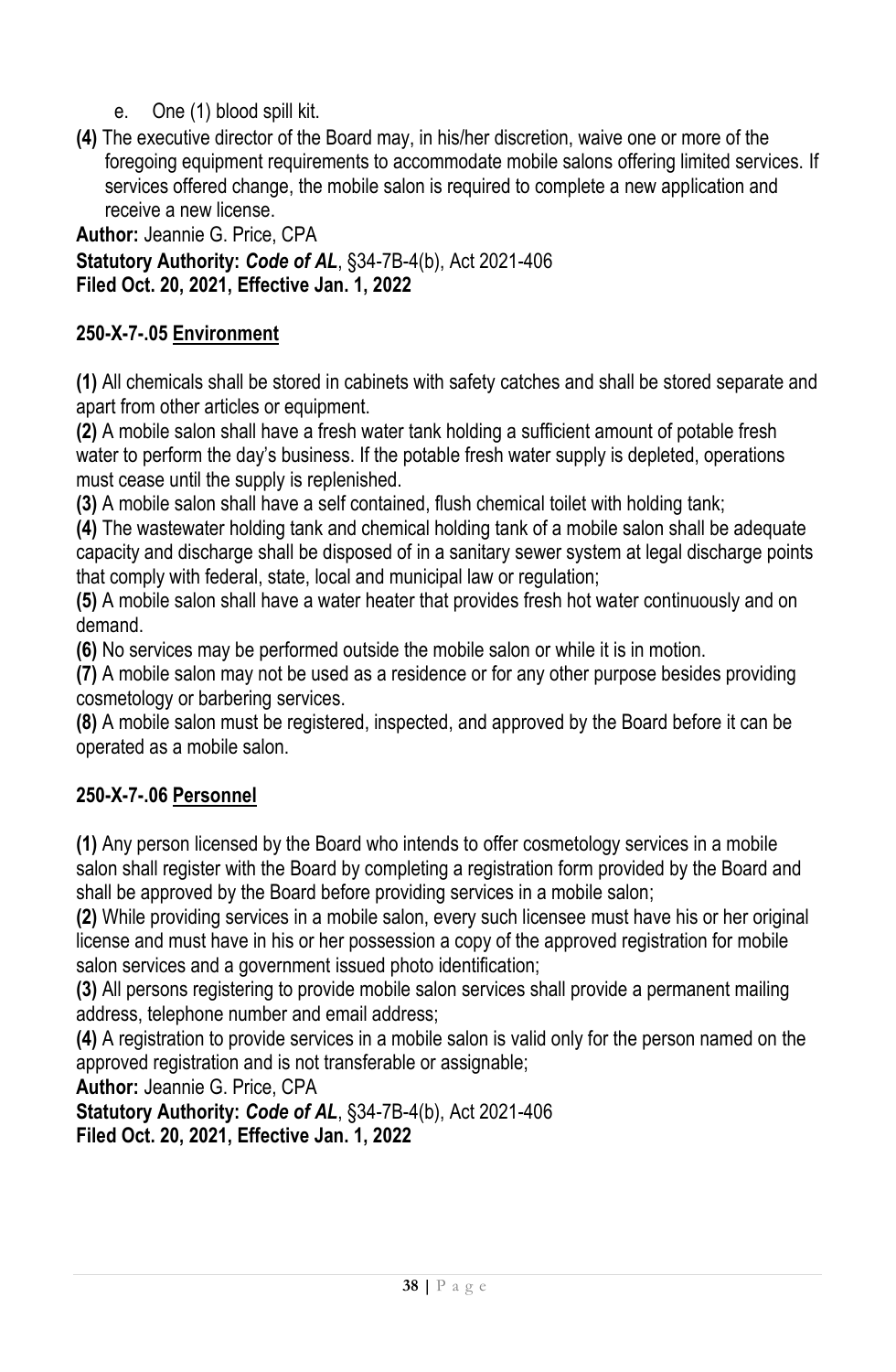e. One (1) blood spill kit.

**(4)** The executive director of the Board may, in his/her discretion, waive one or more of the foregoing equipment requirements to accommodate mobile salons offering limited services. If services offered change, the mobile salon is required to complete a new application and receive a new license.

**Author:** Jeannie G. Price, CPA
**Statutory Authority:** ***Code of AL***, §34-7B-4(b), Act 2021-406
**Filed Oct. 20, 2021, Effective Jan. 1, 2022**

### 250-X-7-.05 Environment

**(1)** All chemicals shall be stored in cabinets with safety catches and shall be stored separate and apart from other articles or equipment.
**(2)** A mobile salon shall have a fresh water tank holding a sufficient amount of potable fresh water to perform the day's business. If the potable fresh water supply is depleted, operations must cease until the supply is replenished.
**(3)** A mobile salon shall have a self contained, flush chemical toilet with holding tank;
**(4)** The wastewater holding tank and chemical holding tank of a mobile salon shall be adequate capacity and discharge shall be disposed of in a sanitary sewer system at legal discharge points that comply with federal, state, local and municipal law or regulation;
**(5)** A mobile salon shall have a water heater that provides fresh hot water continuously and on demand.
**(6)** No services may be performed outside the mobile salon or while it is in motion.
**(7)** A mobile salon may not be used as a residence or for any other purpose besides providing cosmetology or barbering services.
**(8)** A mobile salon must be registered, inspected, and approved by the Board before it can be operated as a mobile salon.

### 250-X-7-.06 Personnel

**(1)** Any person licensed by the Board who intends to offer cosmetology services in a mobile salon shall register with the Board by completing a registration form provided by the Board and shall be approved by the Board before providing services in a mobile salon;
**(2)** While providing services in a mobile salon, every such licensee must have his or her original license and must have in his or her possession a copy of the approved registration for mobile salon services and a government issued photo identification;
**(3)** All persons registering to provide mobile salon services shall provide a permanent mailing address, telephone number and email address;
**(4)** A registration to provide services in a mobile salon is valid only for the person named on the approved registration and is not transferable or assignable;

**Author:** Jeannie G. Price, CPA
**Statutory Authority:** ***Code of AL***, §34-7B-4(b), Act 2021-406
**Filed Oct. 20, 2021, Effective Jan. 1, 2022**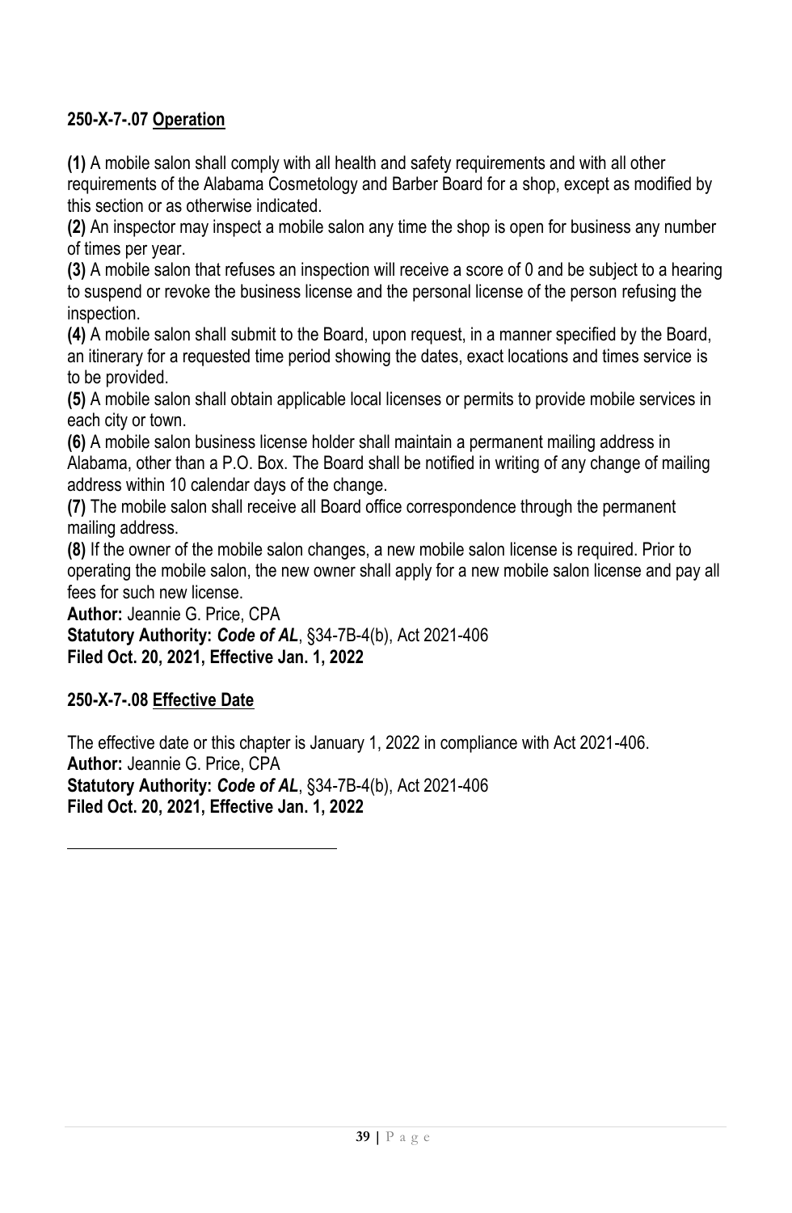**250-X-7-.07 <u>Operation</u>**

**(1)** A mobile salon shall comply with all health and safety requirements and with all other requirements of the Alabama Cosmetology and Barber Board for a shop, except as modified by this section or as otherwise indicated.
**(2)** An inspector may inspect a mobile salon any time the shop is open for business any number of times per year.
**(3)** A mobile salon that refuses an inspection will receive a score of 0 and be subject to a hearing to suspend or revoke the business license and the personal license of the person refusing the inspection.
**(4)** A mobile salon shall submit to the Board, upon request, in a manner specified by the Board, an itinerary for a requested time period showing the dates, exact locations and times service is to be provided.
**(5)** A mobile salon shall obtain applicable local licenses or permits to provide mobile services in each city or town.
**(6)** A mobile salon business license holder shall maintain a permanent mailing address in Alabama, other than a P.O. Box. The Board shall be notified in writing of any change of mailing address within 10 calendar days of the change.
**(7)** The mobile salon shall receive all Board office correspondence through the permanent mailing address.
**(8)** If the owner of the mobile salon changes, a new mobile salon license is required. Prior to operating the mobile salon, the new owner shall apply for a new mobile salon license and pay all fees for such new license.
**Author:** Jeannie G. Price, CPA
**Statutory Authority:** ***Code of AL***, §34-7B-4(b), Act 2021-406
**Filed Oct. 20, 2021, Effective Jan. 1, 2022**

**250-X-7-.08 <u>Effective Date</u>**

The effective date or this chapter is January 1, 2022 in compliance with Act 2021-406.
**Author:** Jeannie G. Price, CPA
**Statutory Authority:** ***Code of AL***, §34-7B-4(b), Act 2021-406
**Filed Oct. 20, 2021, Effective Jan. 1, 2022**